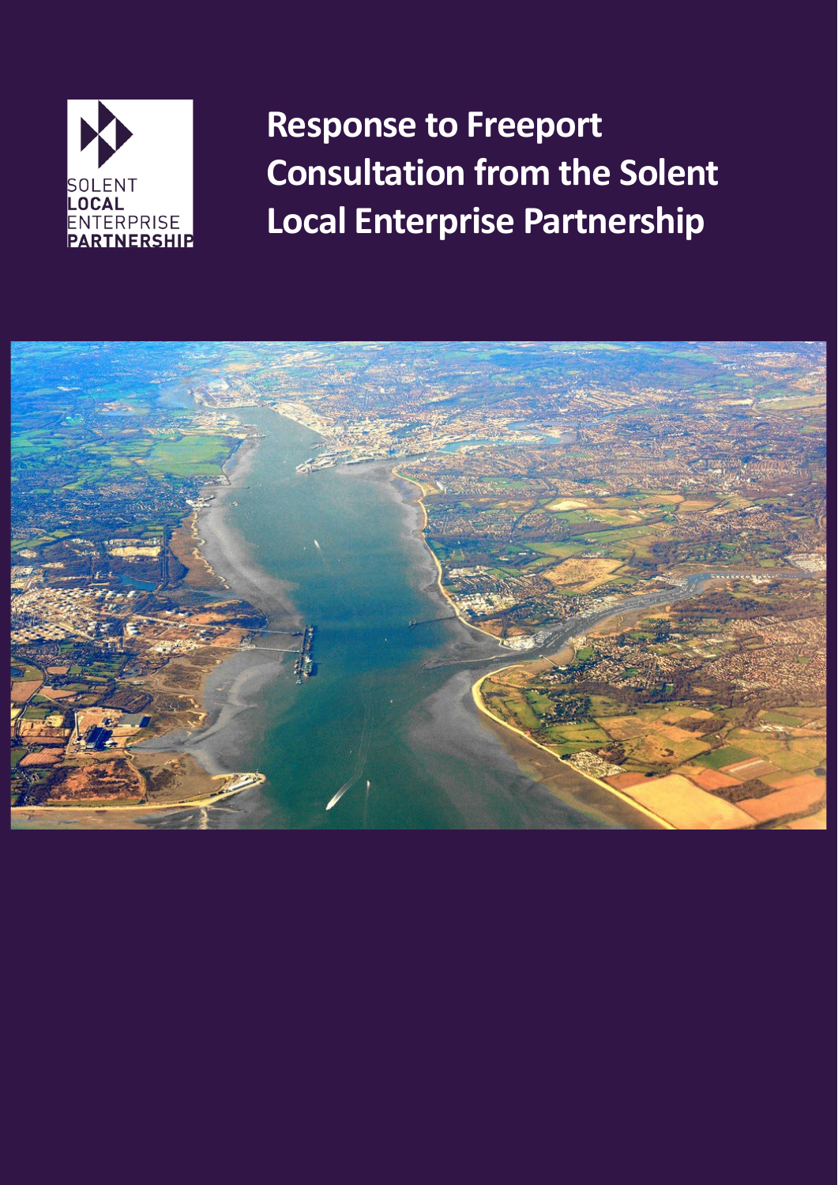# Response to Freeport Consultation from the Solent Local Enterprise Partnership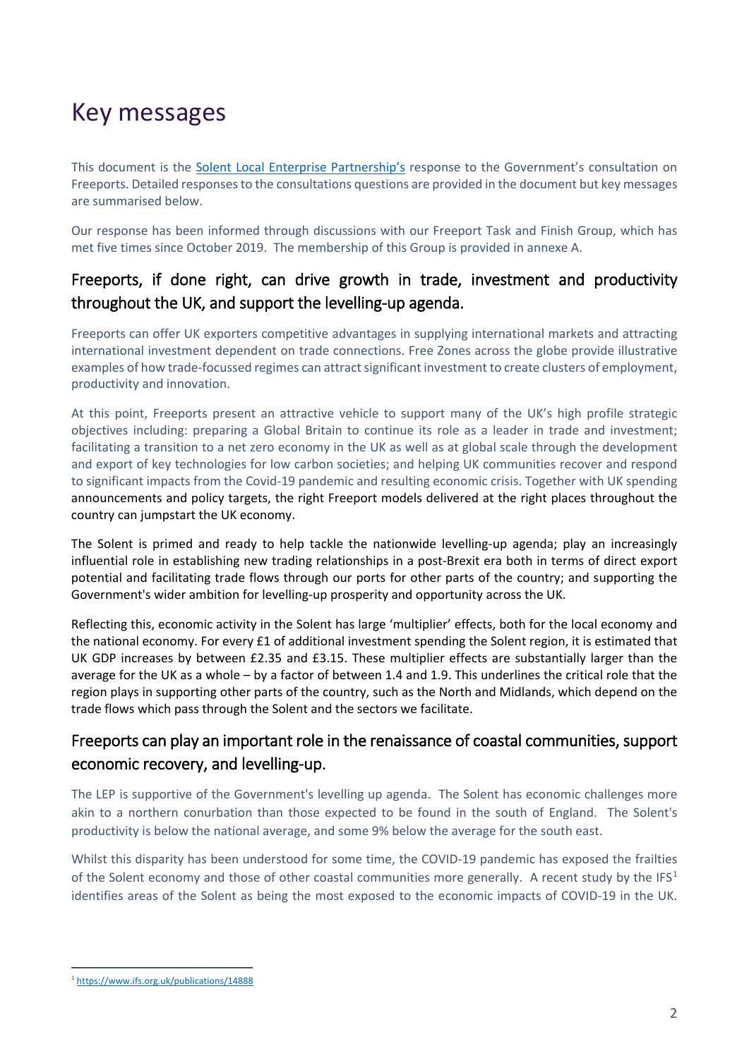# Key messages

This document is the [Solent Local Enterprise Partnership's](https://solentlep.org.uk) response to the Government's consultation on Freeports. Detailed responses to the consultations questions are provided in the document but key messages are summarised below.

Our response has been informed through discussions with our Freeport Task and Finish Group, which has met five times since October 2019. The membership of this Group is provided in annexe A.

## Freeports, if done right, can drive growth in trade, investment and productivity throughout the UK, and support the levelling-up agenda.

Freeports can offer UK exporters competitive advantages in supplying international markets and attracting international investment dependent on trade connections. Free Zones across the globe provide illustrative examples of how trade-focussed regimes can attract significant investment to create clusters of employment, productivity and innovation.

At this point, Freeports present an attractive vehicle to support many of the UK's high profile strategic objectives including: preparing a Global Britain to continue its role as a leader in trade and investment; facilitating a transition to a net zero economy in the UK as well as at global scale through the development and export of key technologies for low carbon societies; and helping UK communities recover and respond to significant impacts from the Covid-19 pandemic and resulting economic crisis. Together with UK spending announcements and policy targets, the right Freeport models delivered at the right places throughout the country can jumpstart the UK economy.

The Solent is primed and ready to help tackle the nationwide levelling-up agenda; play an increasingly influential role in establishing new trading relationships in a post-Brexit era both in terms of direct export potential and facilitating trade flows through our ports for other parts of the country; and supporting the Government's wider ambition for levelling-up prosperity and opportunity across the UK.

Reflecting this, economic activity in the Solent has large 'multiplier' effects, both for the local economy and the national economy. For every £1 of additional investment spending the Solent region, it is estimated that UK GDP increases by between £2.35 and £3.15. These multiplier effects are substantially larger than the average for the UK as a whole – by a factor of between 1.4 and 1.9. This underlines the critical role that the region plays in supporting other parts of the country, such as the North and Midlands, which depend on the trade flows which pass through the Solent and the sectors we facilitate.

## Freeports can play an important role in the renaissance of coastal communities, support economic recovery, and levelling-up.

The LEP is supportive of the Government's levelling up agenda. The Solent has economic challenges more akin to a northern conurbation than those expected to be found in the south of England. The Solent's productivity is below the national average, and some 9% below the average for the south east.

Whilst this disparity has been understood for some time, the COVID-19 pandemic has exposed the frailties of the Solent economy and those of other coastal communities more generally. A recent study by the IFS[1] identifies areas of the Solent as being the most exposed to the economic impacts of COVID-19 in the UK.

[1] https://www.ifs.org.uk/publications/14888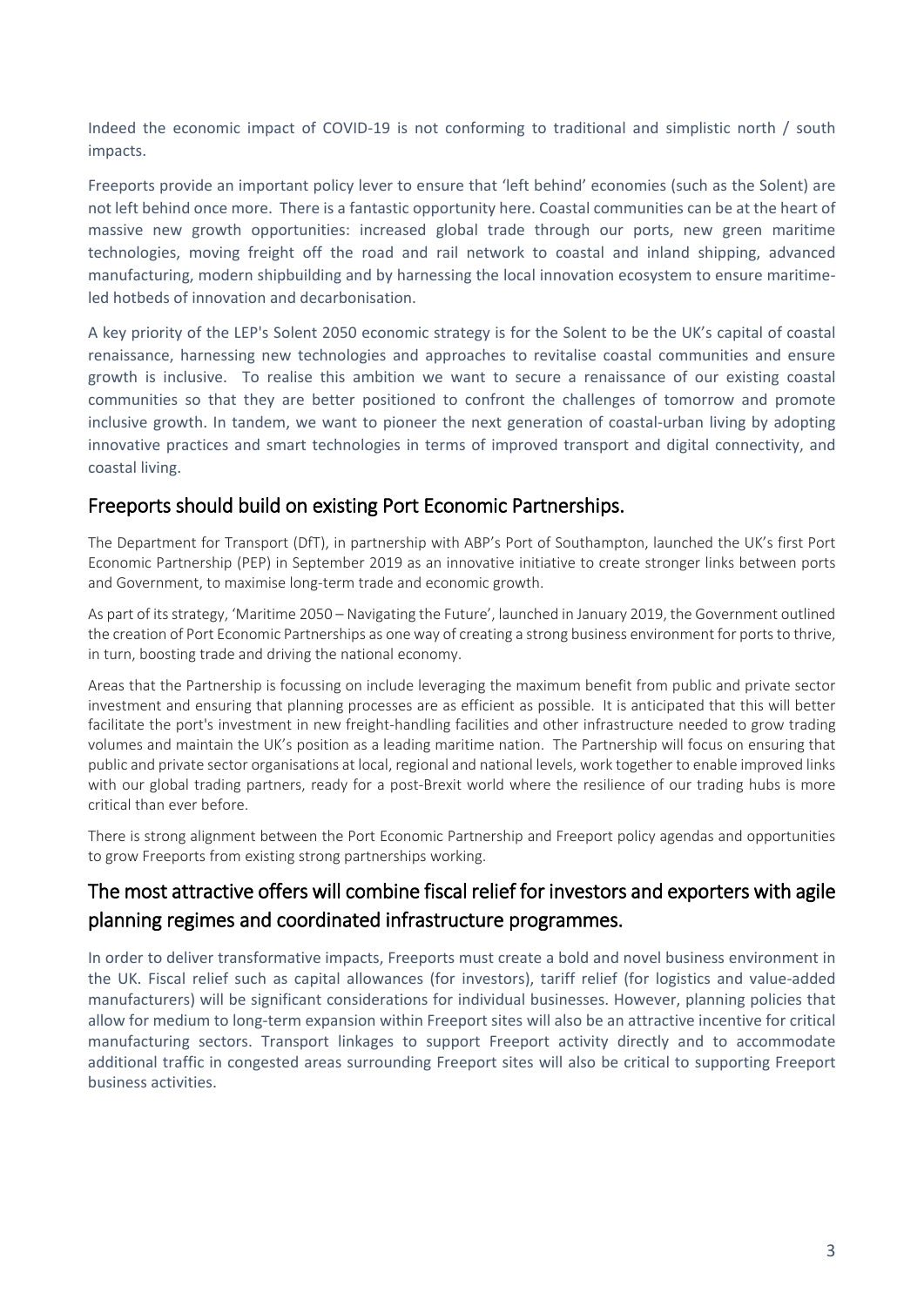Indeed the economic impact of COVID-19 is not conforming to traditional and simplistic north / south impacts.

Freeports provide an important policy lever to ensure that 'left behind' economies (such as the Solent) are not left behind once more. There is a fantastic opportunity here. Coastal communities can be at the heart of massive new growth opportunities: increased global trade through our ports, new green maritime technologies, moving freight off the road and rail network to coastal and inland shipping, advanced manufacturing, modern shipbuilding and by harnessing the local innovation ecosystem to ensure maritime-led hotbeds of innovation and decarbonisation.

A key priority of the LEP's Solent 2050 economic strategy is for the Solent to be the UK's capital of coastal renaissance, harnessing new technologies and approaches to revitalise coastal communities and ensure growth is inclusive. To realise this ambition we want to secure a renaissance of our existing coastal communities so that they are better positioned to confront the challenges of tomorrow and promote inclusive growth. In tandem, we want to pioneer the next generation of coastal-urban living by adopting innovative practices and smart technologies in terms of improved transport and digital connectivity, and coastal living.

## Freeports should build on existing Port Economic Partnerships.

The Department for Transport (DfT), in partnership with ABP's Port of Southampton, launched the UK's first Port Economic Partnership (PEP) in September 2019 as an innovative initiative to create stronger links between ports and Government, to maximise long-term trade and economic growth.

As part of its strategy, 'Maritime 2050 – Navigating the Future', launched in January 2019, the Government outlined the creation of Port Economic Partnerships as one way of creating a strong business environment for ports to thrive, in turn, boosting trade and driving the national economy.

Areas that the Partnership is focussing on include leveraging the maximum benefit from public and private sector investment and ensuring that planning processes are as efficient as possible. It is anticipated that this will better facilitate the port's investment in new freight-handling facilities and other infrastructure needed to grow trading volumes and maintain the UK's position as a leading maritime nation. The Partnership will focus on ensuring that public and private sector organisations at local, regional and national levels, work together to enable improved links with our global trading partners, ready for a post-Brexit world where the resilience of our trading hubs is more critical than ever before.

There is strong alignment between the Port Economic Partnership and Freeport policy agendas and opportunities to grow Freeports from existing strong partnerships working.

## The most attractive offers will combine fiscal relief for investors and exporters with agile planning regimes and coordinated infrastructure programmes.

In order to deliver transformative impacts, Freeports must create a bold and novel business environment in the UK. Fiscal relief such as capital allowances (for investors), tariff relief (for logistics and value-added manufacturers) will be significant considerations for individual businesses. However, planning policies that allow for medium to long-term expansion within Freeport sites will also be an attractive incentive for critical manufacturing sectors. Transport linkages to support Freeport activity directly and to accommodate additional traffic in congested areas surrounding Freeport sites will also be critical to supporting Freeport business activities.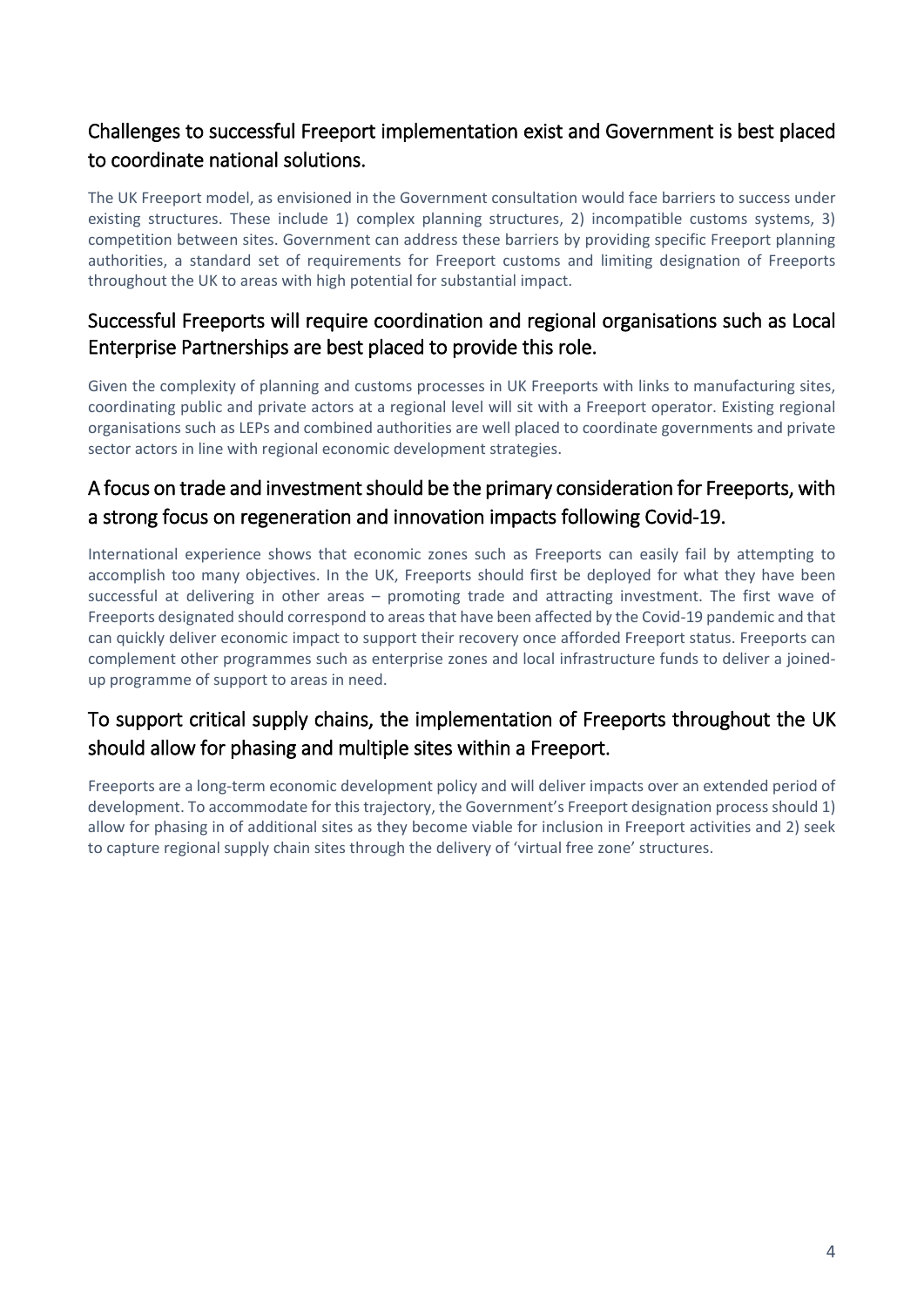## Challenges to successful Freeport implementation exist and Government is best placed to coordinate national solutions.

The UK Freeport model, as envisioned in the Government consultation would face barriers to success under existing structures. These include 1) complex planning structures, 2) incompatible customs systems, 3) competition between sites. Government can address these barriers by providing specific Freeport planning authorities, a standard set of requirements for Freeport customs and limiting designation of Freeports throughout the UK to areas with high potential for substantial impact.

## Successful Freeports will require coordination and regional organisations such as Local Enterprise Partnerships are best placed to provide this role.

Given the complexity of planning and customs processes in UK Freeports with links to manufacturing sites, coordinating public and private actors at a regional level will sit with a Freeport operator. Existing regional organisations such as LEPs and combined authorities are well placed to coordinate governments and private sector actors in line with regional economic development strategies.

## A focus on trade and investment should be the primary consideration for Freeports, with a strong focus on regeneration and innovation impacts following Covid-19.

International experience shows that economic zones such as Freeports can easily fail by attempting to accomplish too many objectives. In the UK, Freeports should first be deployed for what they have been successful at delivering in other areas – promoting trade and attracting investment. The first wave of Freeports designated should correspond to areas that have been affected by the Covid-19 pandemic and that can quickly deliver economic impact to support their recovery once afforded Freeport status. Freeports can complement other programmes such as enterprise zones and local infrastructure funds to deliver a joined-up programme of support to areas in need.

## To support critical supply chains, the implementation of Freeports throughout the UK should allow for phasing and multiple sites within a Freeport.

Freeports are a long-term economic development policy and will deliver impacts over an extended period of development. To accommodate for this trajectory, the Government's Freeport designation process should 1) allow for phasing in of additional sites as they become viable for inclusion in Freeport activities and 2) seek to capture regional supply chain sites through the delivery of 'virtual free zone' structures.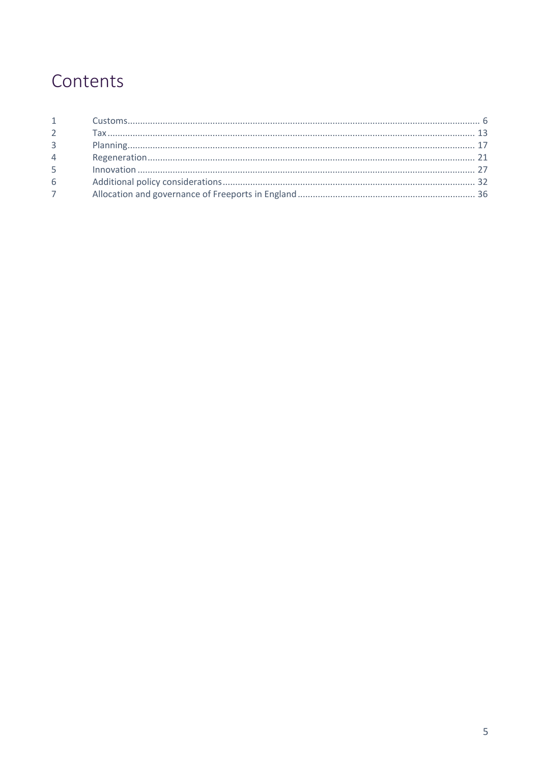# Contents

| | | |
|---|---|---|
| 1 | Customs | 6 |
| 2 | Tax | 13 |
| 3 | Planning | 17 |
| 4 | Regeneration | 21 |
| 5 | Innovation | 27 |
| 6 | Additional policy considerations | 32 |
| 7 | Allocation and governance of Freeports in England | 36 |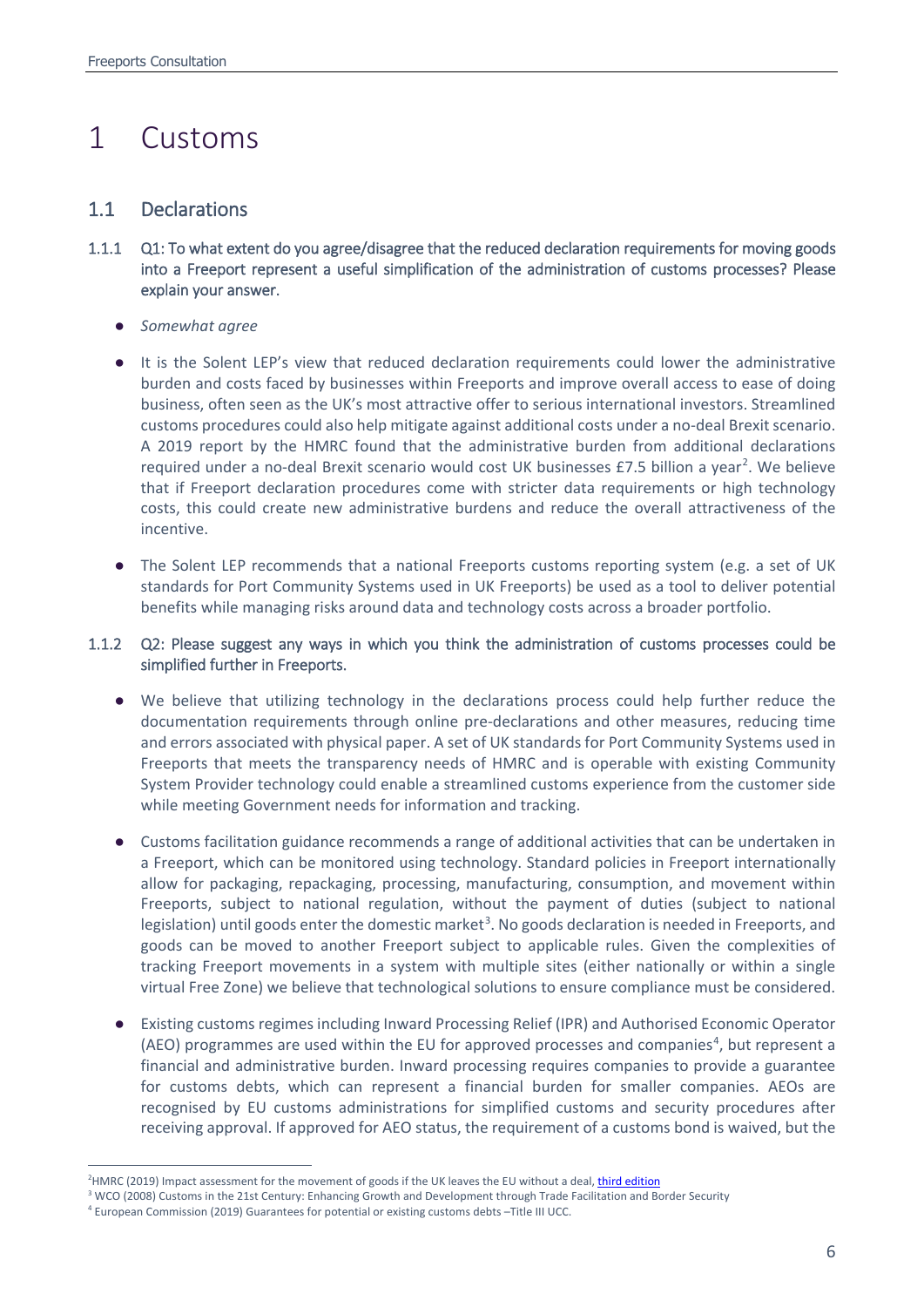# 1 Customs

## 1.1 Declarations

1.1.1 Q1: To what extent do you agree/disagree that the reduced declaration requirements for moving goods into a Freeport represent a useful simplification of the administration of customs processes? Please explain your answer.

- *Somewhat agree*
- It is the Solent LEP's view that reduced declaration requirements could lower the administrative burden and costs faced by businesses within Freeports and improve overall access to ease of doing business, often seen as the UK's most attractive offer to serious international investors. Streamlined customs procedures could also help mitigate against additional costs under a no-deal Brexit scenario. A 2019 report by the HMRC found that the administrative burden from additional declarations required under a no-deal Brexit scenario would cost UK businesses £7.5 billion a year[2]. We believe that if Freeport declaration procedures come with stricter data requirements or high technology costs, this could create new administrative burdens and reduce the overall attractiveness of the incentive.
- The Solent LEP recommends that a national Freeports customs reporting system (e.g. a set of UK standards for Port Community Systems used in UK Freeports) be used as a tool to deliver potential benefits while managing risks around data and technology costs across a broader portfolio.

1.1.2 Q2: Please suggest any ways in which you think the administration of customs processes could be simplified further in Freeports.

- We believe that utilizing technology in the declarations process could help further reduce the documentation requirements through online pre-declarations and other measures, reducing time and errors associated with physical paper. A set of UK standards for Port Community Systems used in Freeports that meets the transparency needs of HMRC and is operable with existing Community System Provider technology could enable a streamlined customs experience from the customer side while meeting Government needs for information and tracking.
- Customs facilitation guidance recommends a range of additional activities that can be undertaken in a Freeport, which can be monitored using technology. Standard policies in Freeport internationally allow for packaging, repackaging, processing, manufacturing, consumption, and movement within Freeports, subject to national regulation, without the payment of duties (subject to national legislation) until goods enter the domestic market[3]. No goods declaration is needed in Freeports, and goods can be moved to another Freeport subject to applicable rules. Given the complexities of tracking Freeport movements in a system with multiple sites (either nationally or within a single virtual Free Zone) we believe that technological solutions to ensure compliance must be considered.
- Existing customs regimes including Inward Processing Relief (IPR) and Authorised Economic Operator (AEO) programmes are used within the EU for approved processes and companies[4], but represent a financial and administrative burden. Inward processing requires companies to provide a guarantee for customs debts, which can represent a financial burden for smaller companies. AEOs are recognised by EU customs administrations for simplified customs and security procedures after receiving approval. If approved for AEO status, the requirement of a customs bond is waived, but the

---

[2] HMRC (2019) Impact assessment for the movement of goods if the UK leaves the EU without a deal, third edition

[3] WCO (2008) Customs in the 21st Century: Enhancing Growth and Development through Trade Facilitation and Border Security

[4] European Commission (2019) Guarantees for potential or existing customs debts –Title III UCC.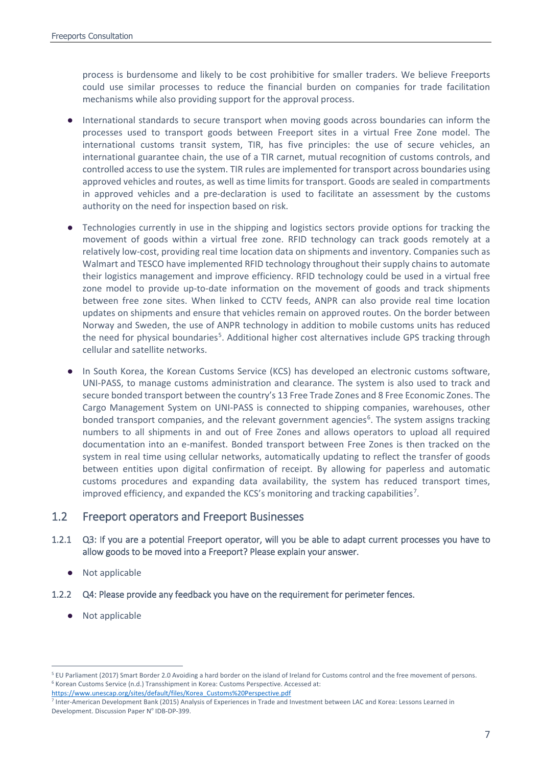process is burdensome and likely to be cost prohibitive for smaller traders. We believe Freeports could use similar processes to reduce the financial burden on companies for trade facilitation mechanisms while also providing support for the approval process.

- International standards to secure transport when moving goods across boundaries can inform the processes used to transport goods between Freeport sites in a virtual Free Zone model. The international customs transit system, TIR, has five principles: the use of secure vehicles, an international guarantee chain, the use of a TIR carnet, mutual recognition of customs controls, and controlled access to use the system. TIR rules are implemented for transport across boundaries using approved vehicles and routes, as well as time limits for transport. Goods are sealed in compartments in approved vehicles and a pre-declaration is used to facilitate an assessment by the customs authority on the need for inspection based on risk.

- Technologies currently in use in the shipping and logistics sectors provide options for tracking the movement of goods within a virtual free zone. RFID technology can track goods remotely at a relatively low-cost, providing real time location data on shipments and inventory. Companies such as Walmart and TESCO have implemented RFID technology throughout their supply chains to automate their logistics management and improve efficiency. RFID technology could be used in a virtual free zone model to provide up-to-date information on the movement of goods and track shipments between free zone sites. When linked to CCTV feeds, ANPR can also provide real time location updates on shipments and ensure that vehicles remain on approved routes. On the border between Norway and Sweden, the use of ANPR technology in addition to mobile customs units has reduced the need for physical boundaries[5]. Additional higher cost alternatives include GPS tracking through cellular and satellite networks.

- In South Korea, the Korean Customs Service (KCS) has developed an electronic customs software, UNI-PASS, to manage customs administration and clearance. The system is also used to track and secure bonded transport between the country's 13 Free Trade Zones and 8 Free Economic Zones. The Cargo Management System on UNI-PASS is connected to shipping companies, warehouses, other bonded transport companies, and the relevant government agencies[6]. The system assigns tracking numbers to all shipments in and out of Free Zones and allows operators to upload all required documentation into an e-manifest. Bonded transport between Free Zones is then tracked on the system in real time using cellular networks, automatically updating to reflect the transfer of goods between entities upon digital confirmation of receipt. By allowing for paperless and automatic customs procedures and expanding data availability, the system has reduced transport times, improved efficiency, and expanded the KCS's monitoring and tracking capabilities[7].

## 1.2 Freeport operators and Freeport Businesses

1.2.1 Q3: If you are a potential Freeport operator, will you be able to adapt current processes you have to allow goods to be moved into a Freeport? Please explain your answer.

- Not applicable

1.2.2 Q4: Please provide any feedback you have on the requirement for perimeter fences.

- Not applicable

---

[5] EU Parliament (2017) Smart Border 2.0 Avoiding a hard border on the island of Ireland for Customs control and the free movement of persons.

[6] Korean Customs Service (n.d.) Transshipment in Korea: Customs Perspective. Accessed at: https://www.unescap.org/sites/default/files/Korea_Customs%20Perspective.pdf

[7] Inter-American Development Bank (2015) Analysis of Experiences in Trade and Investment between LAC and Korea: Lessons Learned in Development. Discussion Paper N° IDB-DP-399.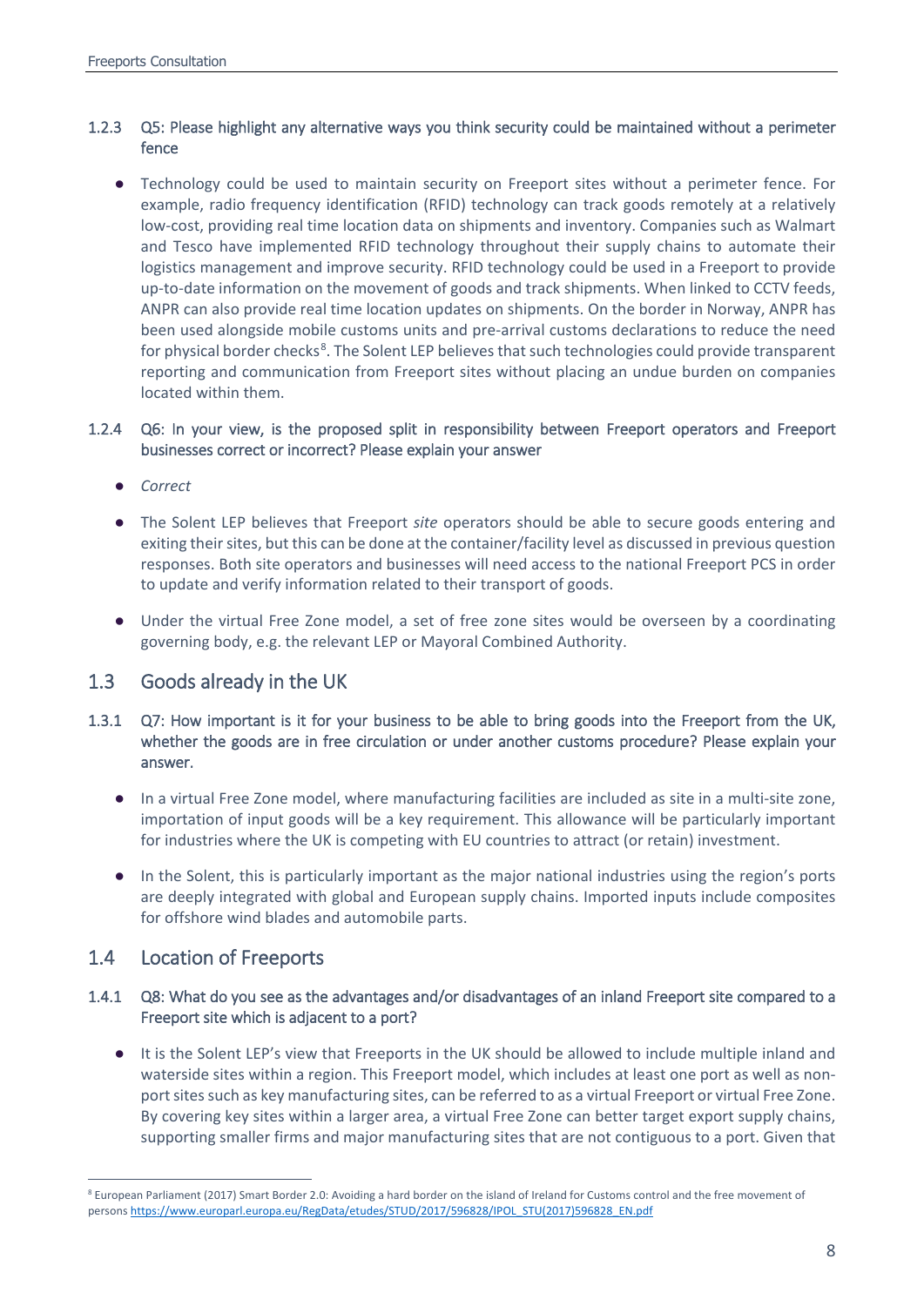### 1.2.3 Q5: Please highlight any alternative ways you think security could be maintained without a perimeter fence

- Technology could be used to maintain security on Freeport sites without a perimeter fence. For example, radio frequency identification (RFID) technology can track goods remotely at a relatively low-cost, providing real time location data on shipments and inventory. Companies such as Walmart and Tesco have implemented RFID technology throughout their supply chains to automate their logistics management and improve security. RFID technology could be used in a Freeport to provide up-to-date information on the movement of goods and track shipments. When linked to CCTV feeds, ANPR can also provide real time location updates on shipments. On the border in Norway, ANPR has been used alongside mobile customs units and pre-arrival customs declarations to reduce the need for physical border checks[8]. The Solent LEP believes that such technologies could provide transparent reporting and communication from Freeport sites without placing an undue burden on companies located within them.

### 1.2.4 Q6: In your view, is the proposed split in responsibility between Freeport operators and Freeport businesses correct or incorrect? Please explain your answer

- *Correct*
- The Solent LEP believes that Freeport *site* operators should be able to secure goods entering and exiting their sites, but this can be done at the container/facility level as discussed in previous question responses. Both site operators and businesses will need access to the national Freeport PCS in order to update and verify information related to their transport of goods.
- Under the virtual Free Zone model, a set of free zone sites would be overseen by a coordinating governing body, e.g. the relevant LEP or Mayoral Combined Authority.

## 1.3 Goods already in the UK

### 1.3.1 Q7: How important is it for your business to be able to bring goods into the Freeport from the UK, whether the goods are in free circulation or under another customs procedure? Please explain your answer.

- In a virtual Free Zone model, where manufacturing facilities are included as site in a multi-site zone, importation of input goods will be a key requirement. This allowance will be particularly important for industries where the UK is competing with EU countries to attract (or retain) investment.
- In the Solent, this is particularly important as the major national industries using the region's ports are deeply integrated with global and European supply chains. Imported inputs include composites for offshore wind blades and automobile parts.

## 1.4 Location of Freeports

### 1.4.1 Q8: What do you see as the advantages and/or disadvantages of an inland Freeport site compared to a Freeport site which is adjacent to a port?

- It is the Solent LEP's view that Freeports in the UK should be allowed to include multiple inland and waterside sites within a region. This Freeport model, which includes at least one port as well as non-port sites such as key manufacturing sites, can be referred to as a virtual Freeport or virtual Free Zone. By covering key sites within a larger area, a virtual Free Zone can better target export supply chains, supporting smaller firms and major manufacturing sites that are not contiguous to a port. Given that

[8] European Parliament (2017) Smart Border 2.0: Avoiding a hard border on the island of Ireland for Customs control and the free movement of persons https://www.europarl.europa.eu/RegData/etudes/STUD/2017/596828/IPOL_STU(2017)596828_EN.pdf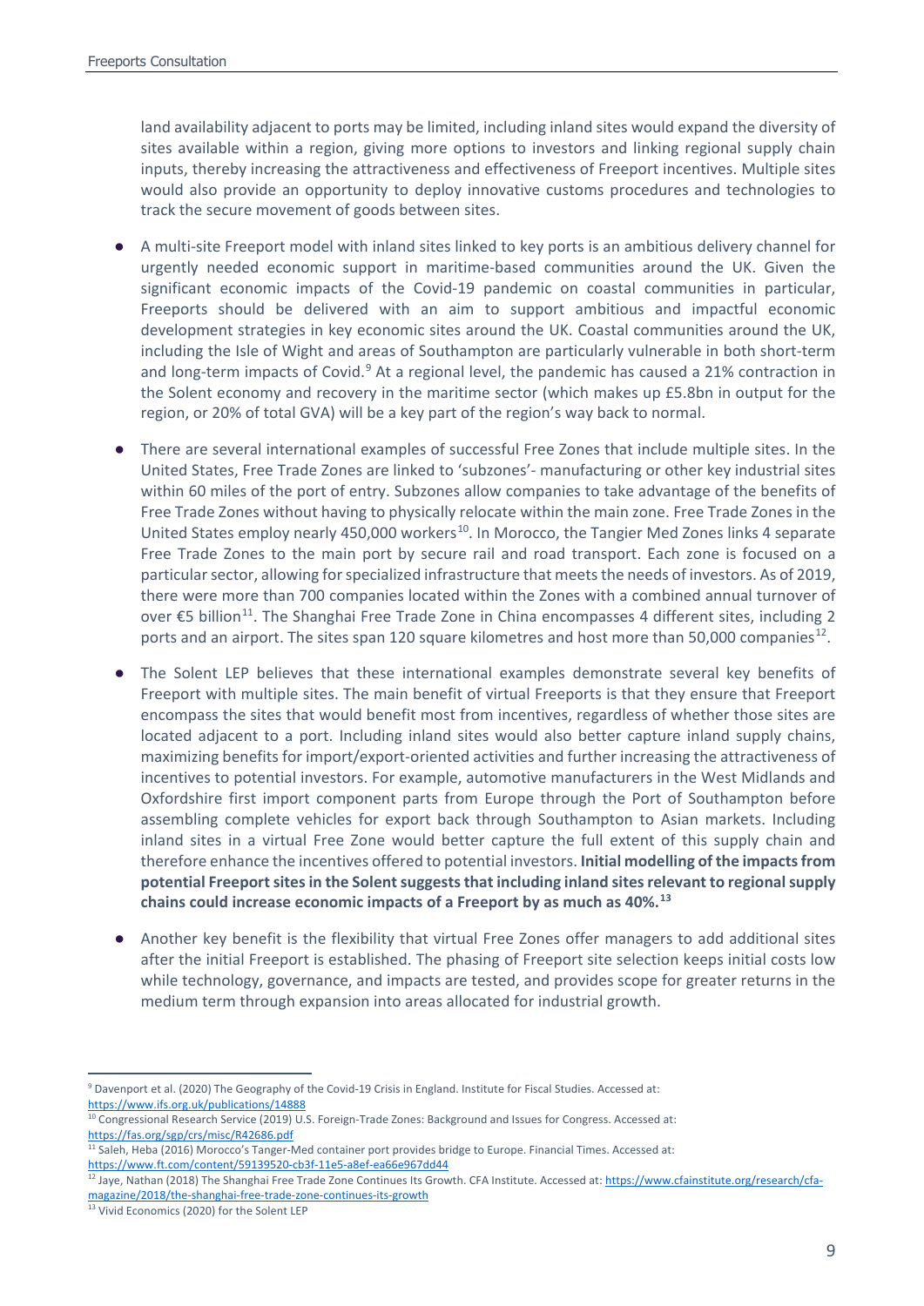land availability adjacent to ports may be limited, including inland sites would expand the diversity of sites available within a region, giving more options to investors and linking regional supply chain inputs, thereby increasing the attractiveness and effectiveness of Freeport incentives. Multiple sites would also provide an opportunity to deploy innovative customs procedures and technologies to track the secure movement of goods between sites.

- A multi-site Freeport model with inland sites linked to key ports is an ambitious delivery channel for urgently needed economic support in maritime-based communities around the UK. Given the significant economic impacts of the Covid-19 pandemic on coastal communities in particular, Freeports should be delivered with an aim to support ambitious and impactful economic development strategies in key economic sites around the UK. Coastal communities around the UK, including the Isle of Wight and areas of Southampton are particularly vulnerable in both short-term and long-term impacts of Covid.[9] At a regional level, the pandemic has caused a 21% contraction in the Solent economy and recovery in the maritime sector (which makes up £5.8bn in output for the region, or 20% of total GVA) will be a key part of the region's way back to normal.

- There are several international examples of successful Free Zones that include multiple sites. In the United States, Free Trade Zones are linked to 'subzones'- manufacturing or other key industrial sites within 60 miles of the port of entry. Subzones allow companies to take advantage of the benefits of Free Trade Zones without having to physically relocate within the main zone. Free Trade Zones in the United States employ nearly 450,000 workers[10]. In Morocco, the Tangier Med Zones links 4 separate Free Trade Zones to the main port by secure rail and road transport. Each zone is focused on a particular sector, allowing for specialized infrastructure that meets the needs of investors. As of 2019, there were more than 700 companies located within the Zones with a combined annual turnover of over €5 billion[11]. The Shanghai Free Trade Zone in China encompasses 4 different sites, including 2 ports and an airport. The sites span 120 square kilometres and host more than 50,000 companies[12].

- The Solent LEP believes that these international examples demonstrate several key benefits of Freeport with multiple sites. The main benefit of virtual Freeports is that they ensure that Freeport encompass the sites that would benefit most from incentives, regardless of whether those sites are located adjacent to a port. Including inland sites would also better capture inland supply chains, maximizing benefits for import/export-oriented activities and further increasing the attractiveness of incentives to potential investors. For example, automotive manufacturers in the West Midlands and Oxfordshire first import component parts from Europe through the Port of Southampton before assembling complete vehicles for export back through Southampton to Asian markets. Including inland sites in a virtual Free Zone would better capture the full extent of this supply chain and therefore enhance the incentives offered to potential investors. **Initial modelling of the impacts from potential Freeport sites in the Solent suggests that including inland sites relevant to regional supply chains could increase economic impacts of a Freeport by as much as 40%.[13]**

- Another key benefit is the flexibility that virtual Free Zones offer managers to add additional sites after the initial Freeport is established. The phasing of Freeport site selection keeps initial costs low while technology, governance, and impacts are tested, and provides scope for greater returns in the medium term through expansion into areas allocated for industrial growth.

---

[9] Davenport et al. (2020) The Geography of the Covid-19 Crisis in England. Institute for Fiscal Studies. Accessed at: https://www.ifs.org.uk/publications/14888

[10] Congressional Research Service (2019) U.S. Foreign-Trade Zones: Background and Issues for Congress. Accessed at: https://fas.org/sgp/crs/misc/R42686.pdf

[11] Saleh, Heba (2016) Morocco's Tanger-Med container port provides bridge to Europe. Financial Times. Accessed at: https://www.ft.com/content/59139520-cb3f-11e5-a8ef-ea66e967dd44

[12] Jaye, Nathan (2018) The Shanghai Free Trade Zone Continues Its Growth. CFA Institute. Accessed at: https://www.cfainstitute.org/research/cfa-magazine/2018/the-shanghai-free-trade-zone-continues-its-growth

[13] Vivid Economics (2020) for the Solent LEP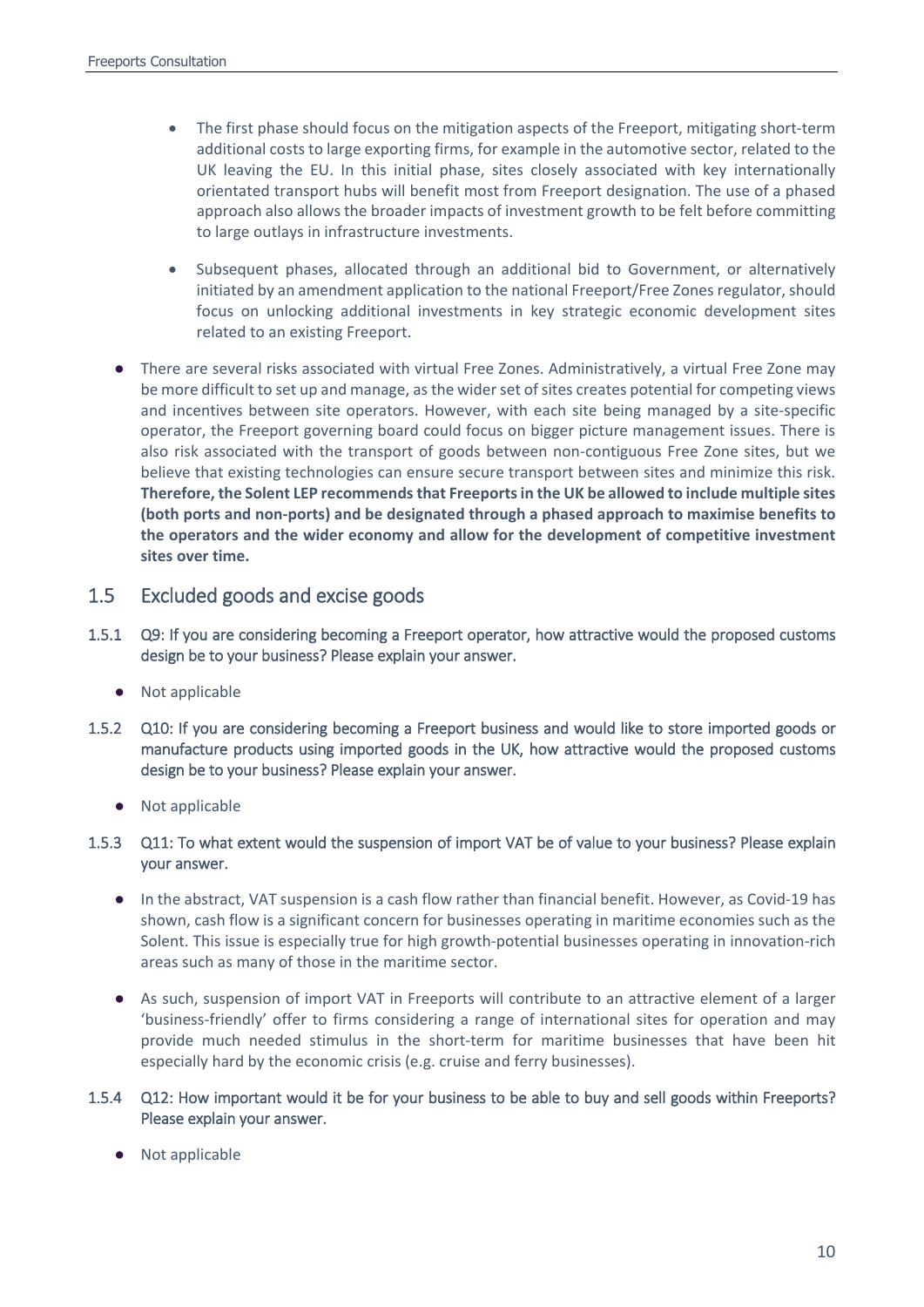- The first phase should focus on the mitigation aspects of the Freeport, mitigating short-term additional costs to large exporting firms, for example in the automotive sector, related to the UK leaving the EU. In this initial phase, sites closely associated with key internationally orientated transport hubs will benefit most from Freeport designation. The use of a phased approach also allows the broader impacts of investment growth to be felt before committing to large outlays in infrastructure investments.

    - Subsequent phases, allocated through an additional bid to Government, or alternatively initiated by an amendment application to the national Freeport/Free Zones regulator, should focus on unlocking additional investments in key strategic economic development sites related to an existing Freeport.

- There are several risks associated with virtual Free Zones. Administratively, a virtual Free Zone may be more difficult to set up and manage, as the wider set of sites creates potential for competing views and incentives between site operators. However, with each site being managed by a site-specific operator, the Freeport governing board could focus on bigger picture management issues. There is also risk associated with the transport of goods between non-contiguous Free Zone sites, but we believe that existing technologies can ensure secure transport between sites and minimize this risk. **Therefore, the Solent LEP recommends that Freeports in the UK be allowed to include multiple sites (both ports and non-ports) and be designated through a phased approach to maximise benefits to the operators and the wider economy and allow for the development of competitive investment sites over time.**

## 1.5 Excluded goods and excise goods

1.5.1 Q9: If you are considering becoming a Freeport operator, how attractive would the proposed customs design be to your business? Please explain your answer.

- Not applicable

1.5.2 Q10: If you are considering becoming a Freeport business and would like to store imported goods or manufacture products using imported goods in the UK, how attractive would the proposed customs design be to your business? Please explain your answer.

- Not applicable

1.5.3 Q11: To what extent would the suspension of import VAT be of value to your business? Please explain your answer.

- In the abstract, VAT suspension is a cash flow rather than financial benefit. However, as Covid-19 has shown, cash flow is a significant concern for businesses operating in maritime economies such as the Solent. This issue is especially true for high growth-potential businesses operating in innovation-rich areas such as many of those in the maritime sector.

- As such, suspension of import VAT in Freeports will contribute to an attractive element of a larger 'business-friendly' offer to firms considering a range of international sites for operation and may provide much needed stimulus in the short-term for maritime businesses that have been hit especially hard by the economic crisis (e.g. cruise and ferry businesses).

1.5.4 Q12: How important would it be for your business to be able to buy and sell goods within Freeports? Please explain your answer.

- Not applicable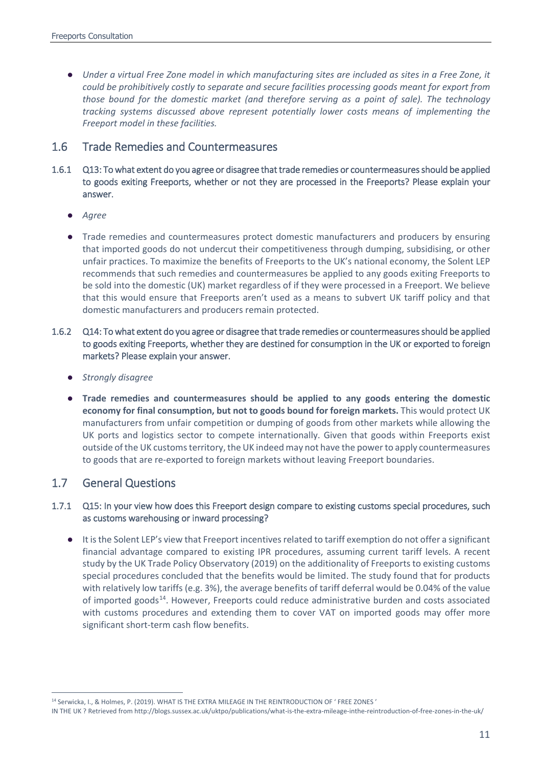- *Under a virtual Free Zone model in which manufacturing sites are included as sites in a Free Zone, it could be prohibitively costly to separate and secure facilities processing goods meant for export from those bound for the domestic market (and therefore serving as a point of sale). The technology tracking systems discussed above represent potentially lower costs means of implementing the Freeport model in these facilities.*

## 1.6 Trade Remedies and Countermeasures

1.6.1 Q13: To what extent do you agree or disagree that trade remedies or countermeasures should be applied to goods exiting Freeports, whether or not they are processed in the Freeports? Please explain your answer.

- *Agree*
- Trade remedies and countermeasures protect domestic manufacturers and producers by ensuring that imported goods do not undercut their competitiveness through dumping, subsidising, or other unfair practices. To maximize the benefits of Freeports to the UK's national economy, the Solent LEP recommends that such remedies and countermeasures be applied to any goods exiting Freeports to be sold into the domestic (UK) market regardless of if they were processed in a Freeport. We believe that this would ensure that Freeports aren't used as a means to subvert UK tariff policy and that domestic manufacturers and producers remain protected.

1.6.2 Q14: To what extent do you agree or disagree that trade remedies or countermeasures should be applied to goods exiting Freeports, whether they are destined for consumption in the UK or exported to foreign markets? Please explain your answer.

- *Strongly disagree*
- **Trade remedies and countermeasures should be applied to any goods entering the domestic economy for final consumption, but not to goods bound for foreign markets.** This would protect UK manufacturers from unfair competition or dumping of goods from other markets while allowing the UK ports and logistics sector to compete internationally. Given that goods within Freeports exist outside of the UK customs territory, the UK indeed may not have the power to apply countermeasures to goods that are re-exported to foreign markets without leaving Freeport boundaries.

## 1.7 General Questions

1.7.1 Q15: In your view how does this Freeport design compare to existing customs special procedures, such as customs warehousing or inward processing?

- It is the Solent LEP's view that Freeport incentives related to tariff exemption do not offer a significant financial advantage compared to existing IPR procedures, assuming current tariff levels. A recent study by the UK Trade Policy Observatory (2019) on the additionality of Freeports to existing customs special procedures concluded that the benefits would be limited. The study found that for products with relatively low tariffs (e.g. 3%), the average benefits of tariff deferral would be 0.04% of the value of imported goods[14]. However, Freeports could reduce administrative burden and costs associated with customs procedures and extending them to cover VAT on imported goods may offer more significant short-term cash flow benefits.

[14] Serwicka, I., & Holmes, P. (2019). WHAT IS THE EXTRA MILEAGE IN THE REINTRODUCTION OF ' FREE ZONES ' IN THE UK ? Retrieved from http://blogs.sussex.ac.uk/uktpo/publications/what-is-the-extra-mileage-inthe-reintroduction-of-free-zones-in-the-uk/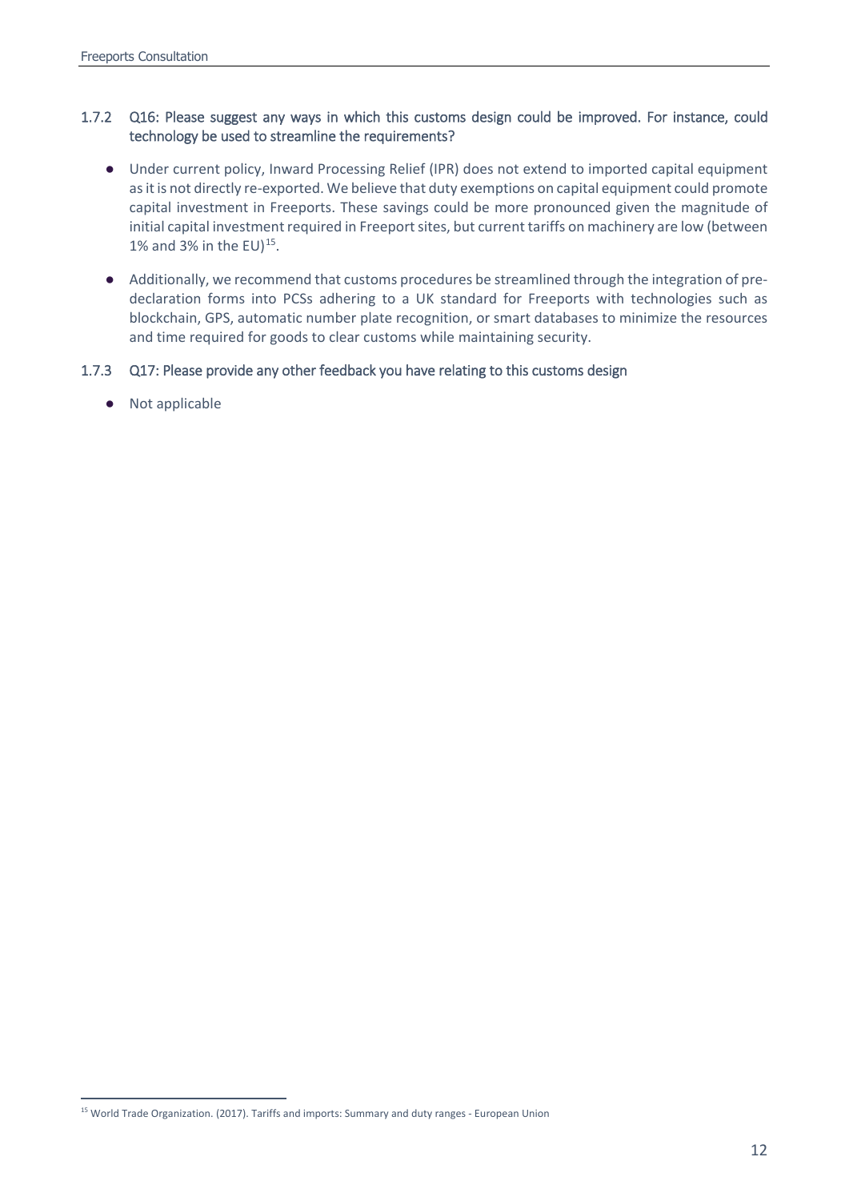### 1.7.2 Q16: Please suggest any ways in which this customs design could be improved. For instance, could technology be used to streamline the requirements?

- Under current policy, Inward Processing Relief (IPR) does not extend to imported capital equipment as it is not directly re-exported. We believe that duty exemptions on capital equipment could promote capital investment in Freeports. These savings could be more pronounced given the magnitude of initial capital investment required in Freeport sites, but current tariffs on machinery are low (between 1% and 3% in the EU)[15].
- Additionally, we recommend that customs procedures be streamlined through the integration of pre-declaration forms into PCSs adhering to a UK standard for Freeports with technologies such as blockchain, GPS, automatic number plate recognition, or smart databases to minimize the resources and time required for goods to clear customs while maintaining security.

### 1.7.3 Q17: Please provide any other feedback you have relating to this customs design

- Not applicable

[15] World Trade Organization. (2017). Tariffs and imports: Summary and duty ranges - European Union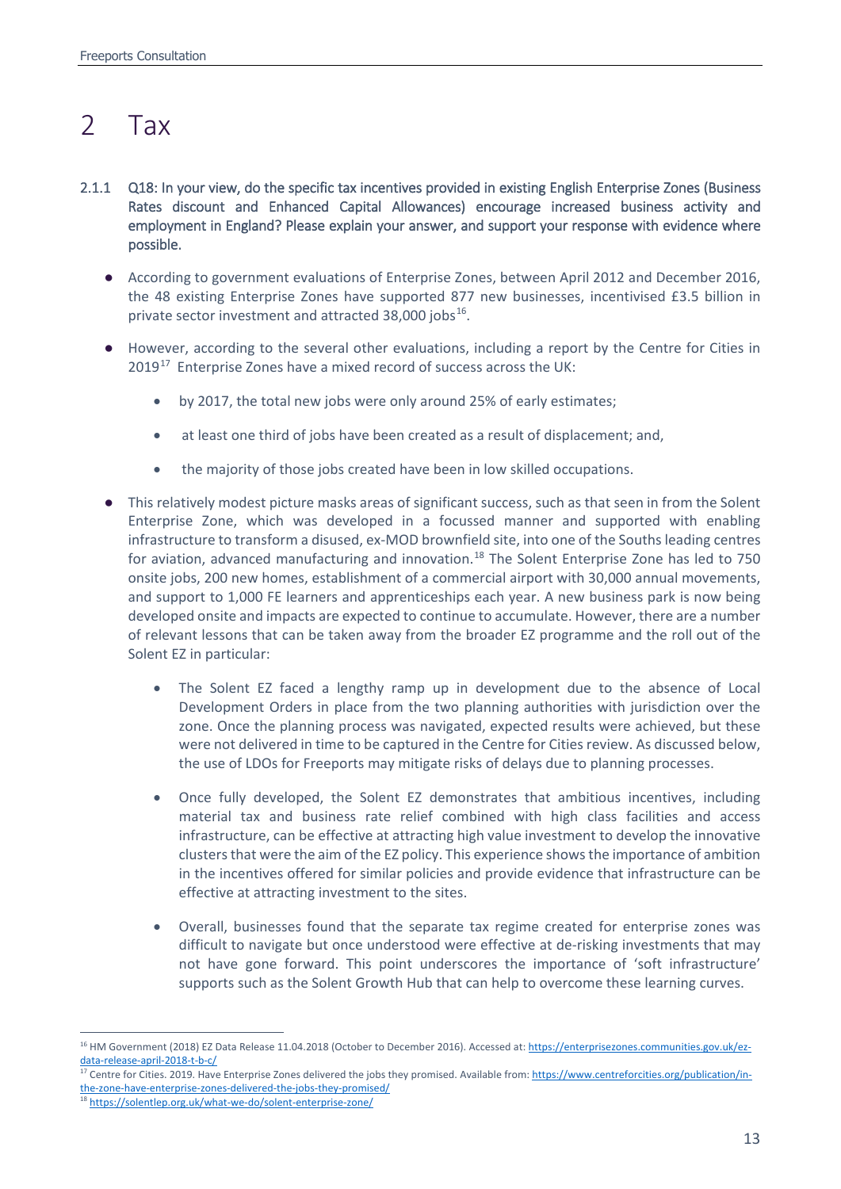# 2 Tax

2.1.1 Q18: In your view, do the specific tax incentives provided in existing English Enterprise Zones (Business Rates discount and Enhanced Capital Allowances) encourage increased business activity and employment in England? Please explain your answer, and support your response with evidence where possible.

- According to government evaluations of Enterprise Zones, between April 2012 and December 2016, the 48 existing Enterprise Zones have supported 877 new businesses, incentivised £3.5 billion in private sector investment and attracted 38,000 jobs[16].
- However, according to the several other evaluations, including a report by the Centre for Cities in 2019[17] Enterprise Zones have a mixed record of success across the UK:
  - by 2017, the total new jobs were only around 25% of early estimates;
  - at least one third of jobs have been created as a result of displacement; and,
  - the majority of those jobs created have been in low skilled occupations.
- This relatively modest picture masks areas of significant success, such as that seen in from the Solent Enterprise Zone, which was developed in a focussed manner and supported with enabling infrastructure to transform a disused, ex-MOD brownfield site, into one of the Souths leading centres for aviation, advanced manufacturing and innovation.[18] The Solent Enterprise Zone has led to 750 onsite jobs, 200 new homes, establishment of a commercial airport with 30,000 annual movements, and support to 1,000 FE learners and apprenticeships each year. A new business park is now being developed onsite and impacts are expected to continue to accumulate. However, there are a number of relevant lessons that can be taken away from the broader EZ programme and the roll out of the Solent EZ in particular:
  - The Solent EZ faced a lengthy ramp up in development due to the absence of Local Development Orders in place from the two planning authorities with jurisdiction over the zone. Once the planning process was navigated, expected results were achieved, but these were not delivered in time to be captured in the Centre for Cities review. As discussed below, the use of LDOs for Freeports may mitigate risks of delays due to planning processes.
  - Once fully developed, the Solent EZ demonstrates that ambitious incentives, including material tax and business rate relief combined with high class facilities and access infrastructure, can be effective at attracting high value investment to develop the innovative clusters that were the aim of the EZ policy. This experience shows the importance of ambition in the incentives offered for similar policies and provide evidence that infrastructure can be effective at attracting investment to the sites.
  - Overall, businesses found that the separate tax regime created for enterprise zones was difficult to navigate but once understood were effective at de-risking investments that may not have gone forward. This point underscores the importance of 'soft infrastructure' supports such as the Solent Growth Hub that can help to overcome these learning curves.

---

[16] HM Government (2018) EZ Data Release 11.04.2018 (October to December 2016). Accessed at: https://enterprisezones.communities.gov.uk/ez-data-release-april-2018-t-b-c/

[17] Centre for Cities. 2019. Have Enterprise Zones delivered the jobs they promised. Available from: https://www.centreforcities.org/publication/in-the-zone-have-enterprise-zones-delivered-the-jobs-they-promised/

[18] https://solentlep.org.uk/what-we-do/solent-enterprise-zone/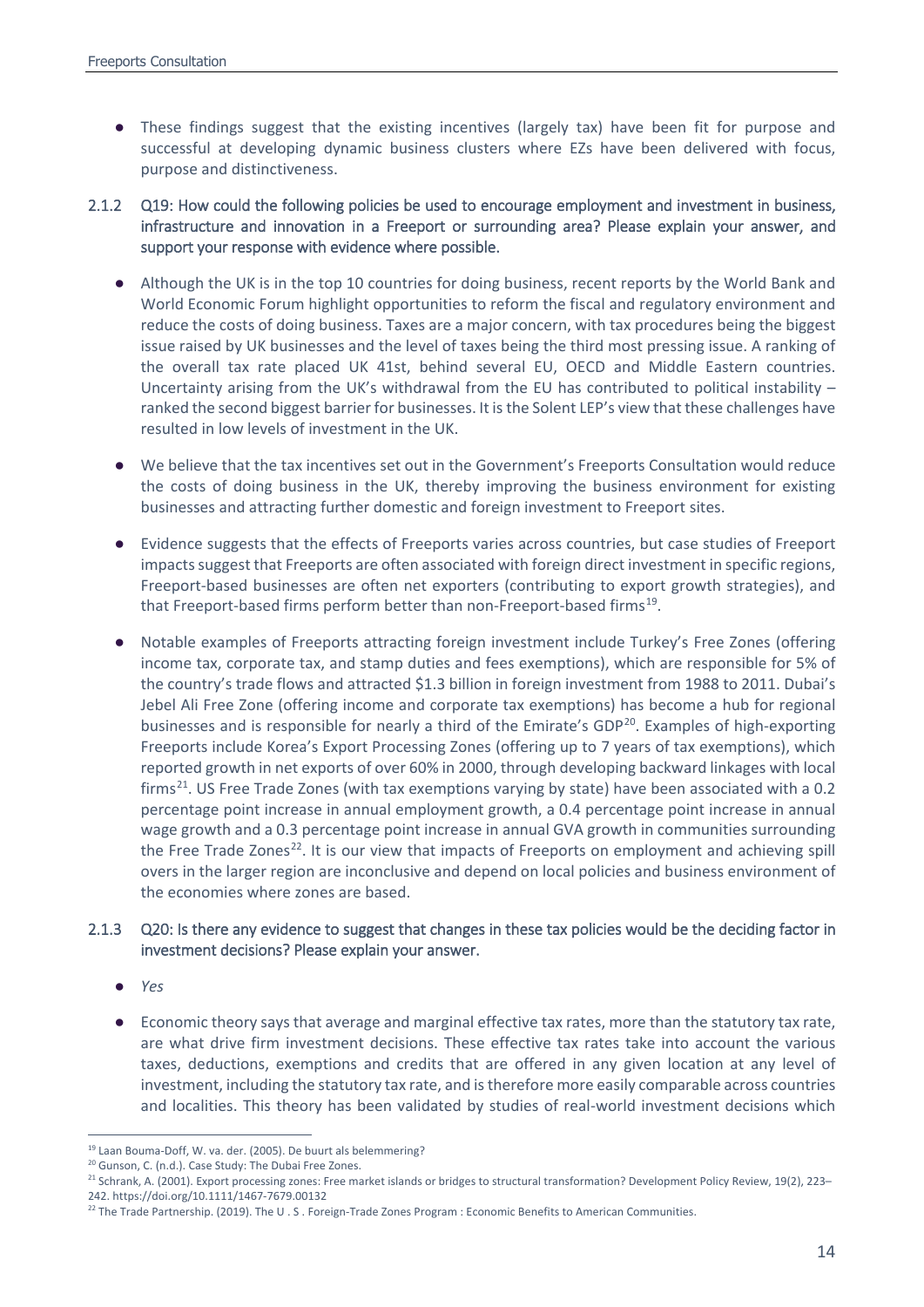- These findings suggest that the existing incentives (largely tax) have been fit for purpose and successful at developing dynamic business clusters where EZs have been delivered with focus, purpose and distinctiveness.

### 2.1.2 Q19: How could the following policies be used to encourage employment and investment in business, infrastructure and innovation in a Freeport or surrounding area? Please explain your answer, and support your response with evidence where possible.

- Although the UK is in the top 10 countries for doing business, recent reports by the World Bank and World Economic Forum highlight opportunities to reform the fiscal and regulatory environment and reduce the costs of doing business. Taxes are a major concern, with tax procedures being the biggest issue raised by UK businesses and the level of taxes being the third most pressing issue. A ranking of the overall tax rate placed UK 41st, behind several EU, OECD and Middle Eastern countries. Uncertainty arising from the UK's withdrawal from the EU has contributed to political instability – ranked the second biggest barrier for businesses. It is the Solent LEP's view that these challenges have resulted in low levels of investment in the UK.

- We believe that the tax incentives set out in the Government's Freeports Consultation would reduce the costs of doing business in the UK, thereby improving the business environment for existing businesses and attracting further domestic and foreign investment to Freeport sites.

- Evidence suggests that the effects of Freeports varies across countries, but case studies of Freeport impacts suggest that Freeports are often associated with foreign direct investment in specific regions, Freeport-based businesses are often net exporters (contributing to export growth strategies), and that Freeport-based firms perform better than non-Freeport-based firms[19].

- Notable examples of Freeports attracting foreign investment include Turkey's Free Zones (offering income tax, corporate tax, and stamp duties and fees exemptions), which are responsible for 5% of the country's trade flows and attracted $1.3 billion in foreign investment from 1988 to 2011. Dubai's Jebel Ali Free Zone (offering income and corporate tax exemptions) has become a hub for regional businesses and is responsible for nearly a third of the Emirate's GDP[20]. Examples of high-exporting Freeports include Korea's Export Processing Zones (offering up to 7 years of tax exemptions), which reported growth in net exports of over 60% in 2000, through developing backward linkages with local firms[21]. US Free Trade Zones (with tax exemptions varying by state) have been associated with a 0.2 percentage point increase in annual employment growth, a 0.4 percentage point increase in annual wage growth and a 0.3 percentage point increase in annual GVA growth in communities surrounding the Free Trade Zones[22]. It is our view that impacts of Freeports on employment and achieving spill overs in the larger region are inconclusive and depend on local policies and business environment of the economies where zones are based.

### 2.1.3 Q20: Is there any evidence to suggest that changes in these tax policies would be the deciding factor in investment decisions? Please explain your answer.

- *Yes*

- Economic theory says that average and marginal effective tax rates, more than the statutory tax rate, are what drive firm investment decisions. These effective tax rates take into account the various taxes, deductions, exemptions and credits that are offered in any given location at any level of investment, including the statutory tax rate, and is therefore more easily comparable across countries and localities. This theory has been validated by studies of real-world investment decisions which

---

[19] Laan Bouma-Doff, W. va. der. (2005). De buurt als belemmering?

[20] Gunson, C. (n.d.). Case Study: The Dubai Free Zones.

[21] Schrank, A. (2001). Export processing zones: Free market islands or bridges to structural transformation? Development Policy Review, 19(2), 223–242. https://doi.org/10.1111/1467-7679.00132

[22] The Trade Partnership. (2019). The U . S . Foreign-Trade Zones Program : Economic Benefits to American Communities.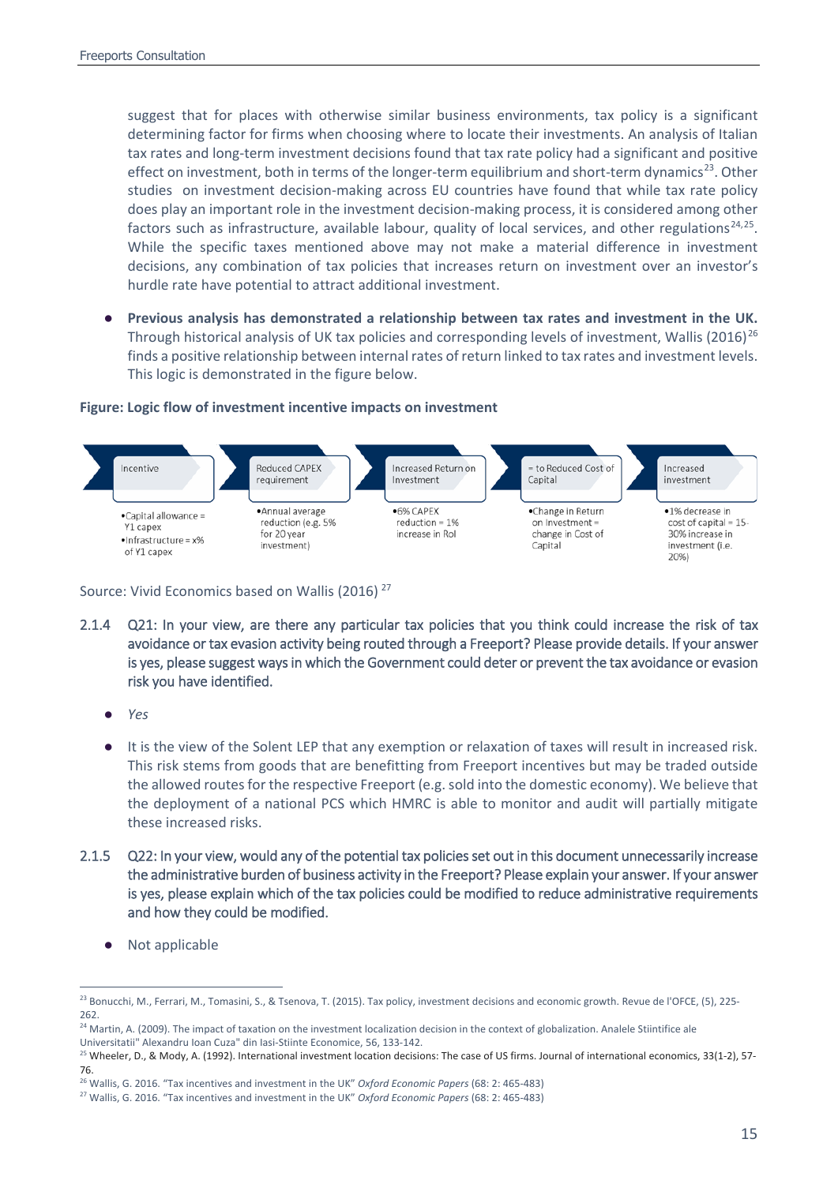suggest that for places with otherwise similar business environments, tax policy is a significant determining factor for firms when choosing where to locate their investments. An analysis of Italian tax rates and long-term investment decisions found that tax rate policy had a significant and positive effect on investment, both in terms of the longer-term equilibrium and short-term dynamics[23]. Other studies on investment decision-making across EU countries have found that while tax rate policy does play an important role in the investment decision-making process, it is considered among other factors such as infrastructure, available labour, quality of local services, and other regulations[24,25]. While the specific taxes mentioned above may not make a material difference in investment decisions, any combination of tax policies that increases return on investment over an investor's hurdle rate have potential to attract additional investment.

- **Previous analysis has demonstrated a relationship between tax rates and investment in the UK.** Through historical analysis of UK tax policies and corresponding levels of investment, Wallis (2016)[26] finds a positive relationship between internal rates of return linked to tax rates and investment levels. This logic is demonstrated in the figure below.

**Figure: Logic flow of investment incentive impacts on investment**

| Incentive | Reduced CAPEX requirement | Increased Return on Investment | = to Reduced Cost of Capital | Increased investment |
|---|---|---|---|---|
| • Capital allowance = Y1 capex<br>• Infrastructure = x% of Y1 capex | • Annual average reduction (e.g. 5% for 20 year investment) | • 6% CAPEX reduction = 1% increase in RoI | • Change in Return on Investment = change in Cost of Capital | • 1% decrease in cost of capital = 15-30% increase in investment (i.e. 20%) |

Source: Vivid Economics based on Wallis (2016)[27]

2.1.4 Q21: In your view, are there any particular tax policies that you think could increase the risk of tax avoidance or tax evasion activity being routed through a Freeport? Please provide details. If your answer is yes, please suggest ways in which the Government could deter or prevent the tax avoidance or evasion risk you have identified.

- *Yes*
- It is the view of the Solent LEP that any exemption or relaxation of taxes will result in increased risk. This risk stems from goods that are benefitting from Freeport incentives but may be traded outside the allowed routes for the respective Freeport (e.g. sold into the domestic economy). We believe that the deployment of a national PCS which HMRC is able to monitor and audit will partially mitigate these increased risks.

2.1.5 Q22: In your view, would any of the potential tax policies set out in this document unnecessarily increase the administrative burden of business activity in the Freeport? Please explain your answer. If your answer is yes, please explain which of the tax policies could be modified to reduce administrative requirements and how they could be modified.

- Not applicable

---

[23] Bonucchi, M., Ferrari, M., Tomasini, S., & Tsenova, T. (2015). Tax policy, investment decisions and economic growth. Revue de l'OFCE, (5), 225-262.

[24] Martin, A. (2009). The impact of taxation on the investment localization decision in the context of globalization. Analele Stiintifice ale Universitatii" Alexandru Ioan Cuza" din Iasi-Stiinte Economice, 56, 133-142.

[25] Wheeler, D., & Mody, A. (1992). International investment location decisions: The case of US firms. Journal of international economics, 33(1-2), 57-76.

[26] Wallis, G. 2016. "Tax incentives and investment in the UK" *Oxford Economic Papers* (68: 2: 465-483)

[27] Wallis, G. 2016. "Tax incentives and investment in the UK" *Oxford Economic Papers* (68: 2: 465-483)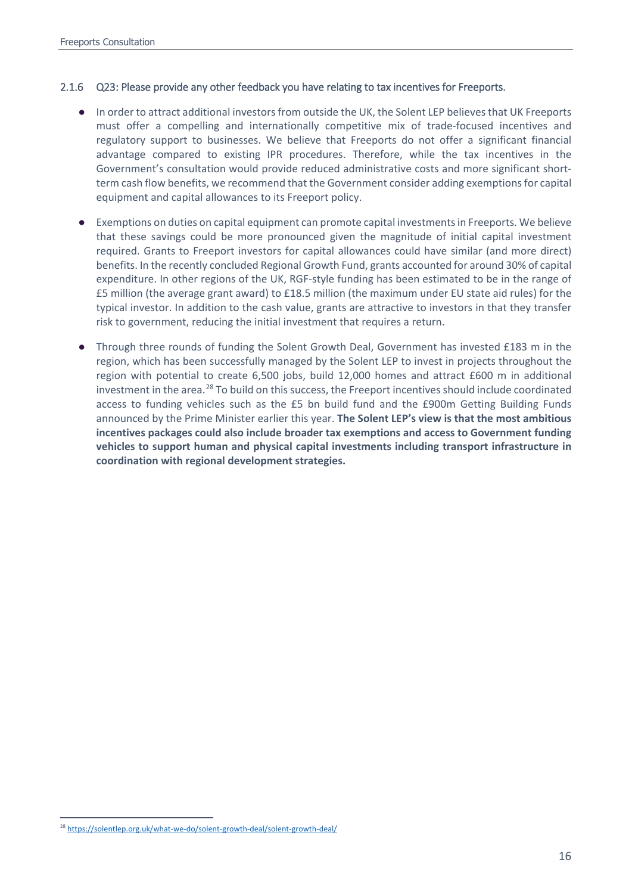### 2.1.6 Q23: Please provide any other feedback you have relating to tax incentives for Freeports.

- In order to attract additional investors from outside the UK, the Solent LEP believes that UK Freeports must offer a compelling and internationally competitive mix of trade-focused incentives and regulatory support to businesses. We believe that Freeports do not offer a significant financial advantage compared to existing IPR procedures. Therefore, while the tax incentives in the Government's consultation would provide reduced administrative costs and more significant short-term cash flow benefits, we recommend that the Government consider adding exemptions for capital equipment and capital allowances to its Freeport policy.
- Exemptions on duties on capital equipment can promote capital investments in Freeports. We believe that these savings could be more pronounced given the magnitude of initial capital investment required. Grants to Freeport investors for capital allowances could have similar (and more direct) benefits. In the recently concluded Regional Growth Fund, grants accounted for around 30% of capital expenditure. In other regions of the UK, RGF-style funding has been estimated to be in the range of £5 million (the average grant award) to £18.5 million (the maximum under EU state aid rules) for the typical investor. In addition to the cash value, grants are attractive to investors in that they transfer risk to government, reducing the initial investment that requires a return.
- Through three rounds of funding the Solent Growth Deal, Government has invested £183 m in the region, which has been successfully managed by the Solent LEP to invest in projects throughout the region with potential to create 6,500 jobs, build 12,000 homes and attract £600 m in additional investment in the area.[28] To build on this success, the Freeport incentives should include coordinated access to funding vehicles such as the £5 bn build fund and the £900m Getting Building Funds announced by the Prime Minister earlier this year. **The Solent LEP's view is that the most ambitious incentives packages could also include broader tax exemptions and access to Government funding vehicles to support human and physical capital investments including transport infrastructure in coordination with regional development strategies.**

[28] https://solentlep.org.uk/what-we-do/solent-growth-deal/solent-growth-deal/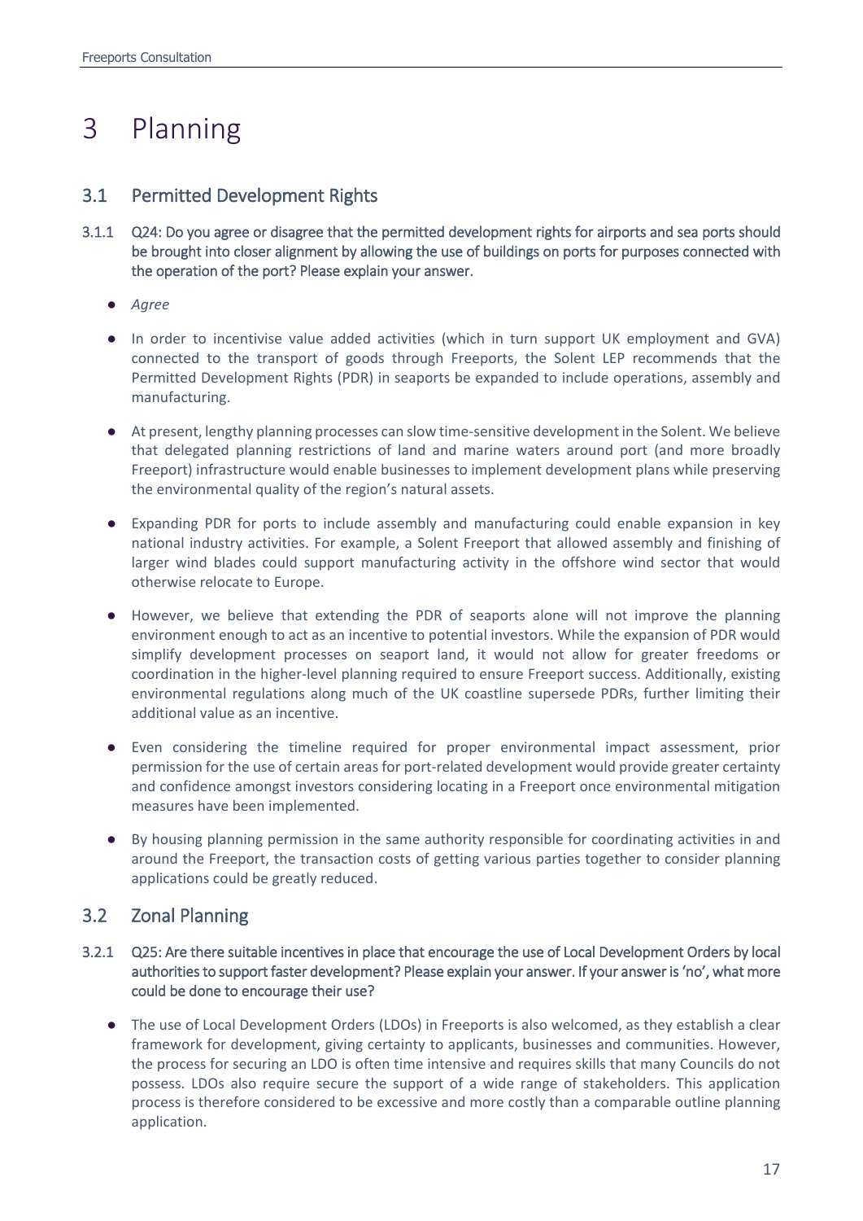# 3 Planning

## 3.1 Permitted Development Rights

3.1.1 Q24: Do you agree or disagree that the permitted development rights for airports and sea ports should be brought into closer alignment by allowing the use of buildings on ports for purposes connected with the operation of the port? Please explain your answer.

- *Agree*
- In order to incentivise value added activities (which in turn support UK employment and GVA) connected to the transport of goods through Freeports, the Solent LEP recommends that the Permitted Development Rights (PDR) in seaports be expanded to include operations, assembly and manufacturing.
- At present, lengthy planning processes can slow time-sensitive development in the Solent. We believe that delegated planning restrictions of land and marine waters around port (and more broadly Freeport) infrastructure would enable businesses to implement development plans while preserving the environmental quality of the region's natural assets.
- Expanding PDR for ports to include assembly and manufacturing could enable expansion in key national industry activities. For example, a Solent Freeport that allowed assembly and finishing of larger wind blades could support manufacturing activity in the offshore wind sector that would otherwise relocate to Europe.
- However, we believe that extending the PDR of seaports alone will not improve the planning environment enough to act as an incentive to potential investors. While the expansion of PDR would simplify development processes on seaport land, it would not allow for greater freedoms or coordination in the higher-level planning required to ensure Freeport success. Additionally, existing environmental regulations along much of the UK coastline supersede PDRs, further limiting their additional value as an incentive.
- Even considering the timeline required for proper environmental impact assessment, prior permission for the use of certain areas for port-related development would provide greater certainty and confidence amongst investors considering locating in a Freeport once environmental mitigation measures have been implemented.
- By housing planning permission in the same authority responsible for coordinating activities in and around the Freeport, the transaction costs of getting various parties together to consider planning applications could be greatly reduced.

## 3.2 Zonal Planning

3.2.1 Q25: Are there suitable incentives in place that encourage the use of Local Development Orders by local authorities to support faster development? Please explain your answer. If your answer is 'no', what more could be done to encourage their use?

- The use of Local Development Orders (LDOs) in Freeports is also welcomed, as they establish a clear framework for development, giving certainty to applicants, businesses and communities. However, the process for securing an LDO is often time intensive and requires skills that many Councils do not possess. LDOs also require secure the support of a wide range of stakeholders. This application process is therefore considered to be excessive and more costly than a comparable outline planning application.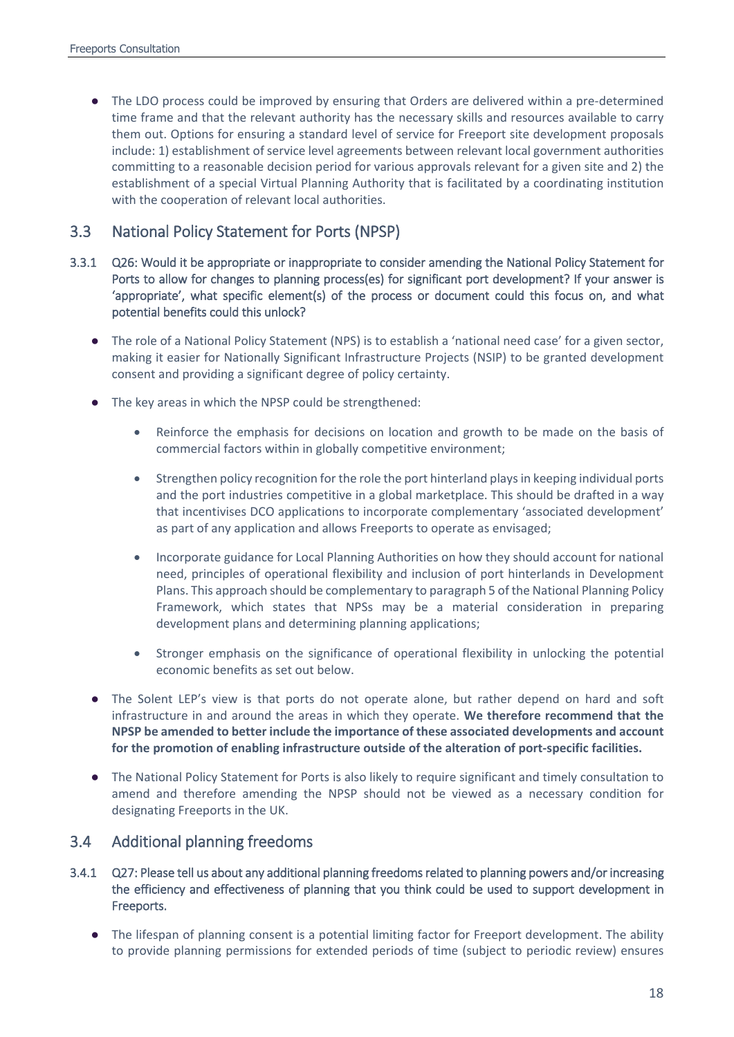- The LDO process could be improved by ensuring that Orders are delivered within a pre-determined time frame and that the relevant authority has the necessary skills and resources available to carry them out. Options for ensuring a standard level of service for Freeport site development proposals include: 1) establishment of service level agreements between relevant local government authorities committing to a reasonable decision period for various approvals relevant for a given site and 2) the establishment of a special Virtual Planning Authority that is facilitated by a coordinating institution with the cooperation of relevant local authorities.

## 3.3 National Policy Statement for Ports (NPSP)

3.3.1 Q26: Would it be appropriate or inappropriate to consider amending the National Policy Statement for Ports to allow for changes to planning process(es) for significant port development? If your answer is 'appropriate', what specific element(s) of the process or document could this focus on, and what potential benefits could this unlock?

- The role of a National Policy Statement (NPS) is to establish a 'national need case' for a given sector, making it easier for Nationally Significant Infrastructure Projects (NSIP) to be granted development consent and providing a significant degree of policy certainty.
- The key areas in which the NPSP could be strengthened:
  - Reinforce the emphasis for decisions on location and growth to be made on the basis of commercial factors within in globally competitive environment;
  - Strengthen policy recognition for the role the port hinterland plays in keeping individual ports and the port industries competitive in a global marketplace. This should be drafted in a way that incentivises DCO applications to incorporate complementary 'associated development' as part of any application and allows Freeports to operate as envisaged;
  - Incorporate guidance for Local Planning Authorities on how they should account for national need, principles of operational flexibility and inclusion of port hinterlands in Development Plans. This approach should be complementary to paragraph 5 of the National Planning Policy Framework, which states that NPSs may be a material consideration in preparing development plans and determining planning applications;
  - Stronger emphasis on the significance of operational flexibility in unlocking the potential economic benefits as set out below.
- The Solent LEP's view is that ports do not operate alone, but rather depend on hard and soft infrastructure in and around the areas in which they operate. **We therefore recommend that the NPSP be amended to better include the importance of these associated developments and account for the promotion of enabling infrastructure outside of the alteration of port-specific facilities.**
- The National Policy Statement for Ports is also likely to require significant and timely consultation to amend and therefore amending the NPSP should not be viewed as a necessary condition for designating Freeports in the UK.

## 3.4 Additional planning freedoms

3.4.1 Q27: Please tell us about any additional planning freedoms related to planning powers and/or increasing the efficiency and effectiveness of planning that you think could be used to support development in Freeports.

- The lifespan of planning consent is a potential limiting factor for Freeport development. The ability to provide planning permissions for extended periods of time (subject to periodic review) ensures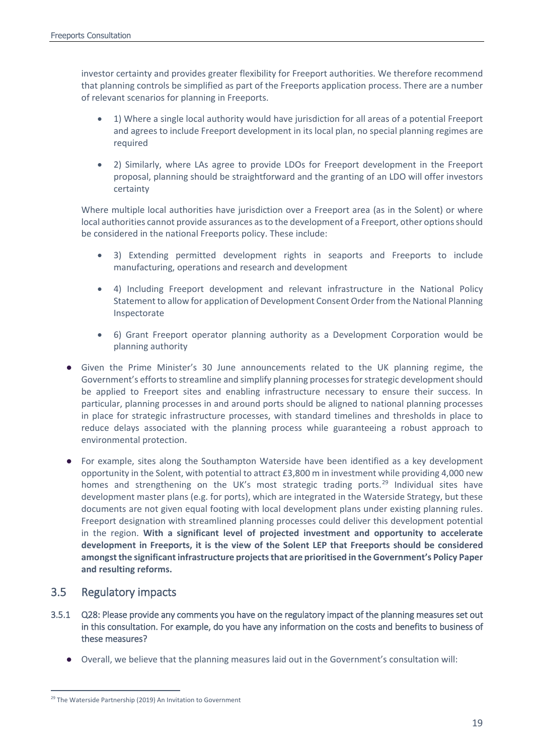investor certainty and provides greater flexibility for Freeport authorities. We therefore recommend that planning controls be simplified as part of the Freeports application process. There are a number of relevant scenarios for planning in Freeports.

- 1) Where a single local authority would have jurisdiction for all areas of a potential Freeport and agrees to include Freeport development in its local plan, no special planning regimes are required
- 2) Similarly, where LAs agree to provide LDOs for Freeport development in the Freeport proposal, planning should be straightforward and the granting of an LDO will offer investors certainty

Where multiple local authorities have jurisdiction over a Freeport area (as in the Solent) or where local authorities cannot provide assurances as to the development of a Freeport, other options should be considered in the national Freeports policy. These include:

- 3) Extending permitted development rights in seaports and Freeports to include manufacturing, operations and research and development
- 4) Including Freeport development and relevant infrastructure in the National Policy Statement to allow for application of Development Consent Order from the National Planning Inspectorate
- 6) Grant Freeport operator planning authority as a Development Corporation would be planning authority

- Given the Prime Minister's 30 June announcements related to the UK planning regime, the Government's efforts to streamline and simplify planning processes for strategic development should be applied to Freeport sites and enabling infrastructure necessary to ensure their success. In particular, planning processes in and around ports should be aligned to national planning processes in place for strategic infrastructure processes, with standard timelines and thresholds in place to reduce delays associated with the planning process while guaranteeing a robust approach to environmental protection.
- For example, sites along the Southampton Waterside have been identified as a key development opportunity in the Solent, with potential to attract £3,800 m in investment while providing 4,000 new homes and strengthening on the UK's most strategic trading ports.[29] Individual sites have development master plans (e.g. for ports), which are integrated in the Waterside Strategy, but these documents are not given equal footing with local development plans under existing planning rules. Freeport designation with streamlined planning processes could deliver this development potential in the region. **With a significant level of projected investment and opportunity to accelerate development in Freeports, it is the view of the Solent LEP that Freeports should be considered amongst the significant infrastructure projects that are prioritised in the Government's Policy Paper and resulting reforms.**

## 3.5 Regulatory impacts

3.5.1 Q28: Please provide any comments you have on the regulatory impact of the planning measures set out in this consultation. For example, do you have any information on the costs and benefits to business of these measures?

- Overall, we believe that the planning measures laid out in the Government's consultation will:

[29] The Waterside Partnership (2019) An Invitation to Government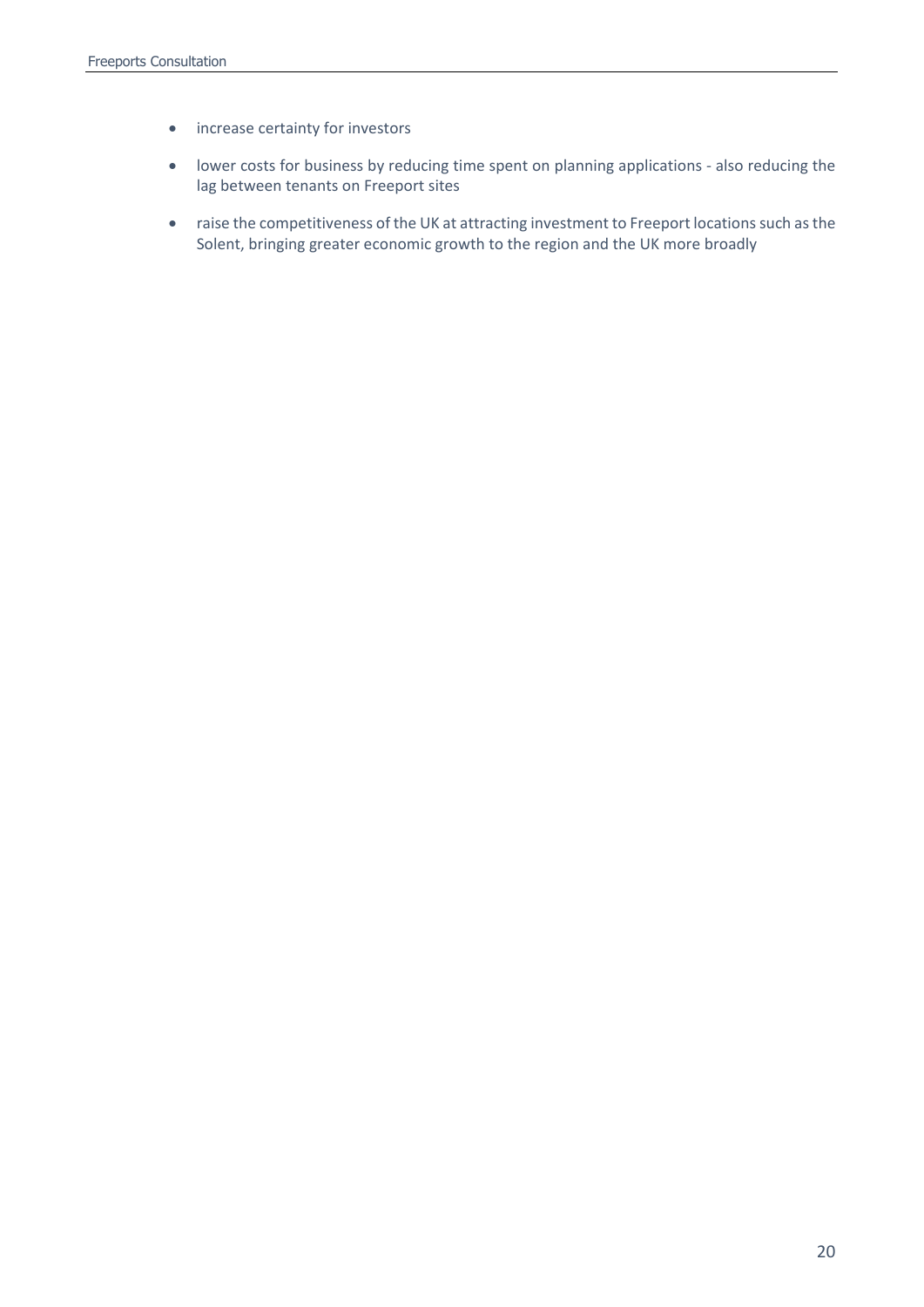- increase certainty for investors
- lower costs for business by reducing time spent on planning applications - also reducing the lag between tenants on Freeport sites
- raise the competitiveness of the UK at attracting investment to Freeport locations such as the Solent, bringing greater economic growth to the region and the UK more broadly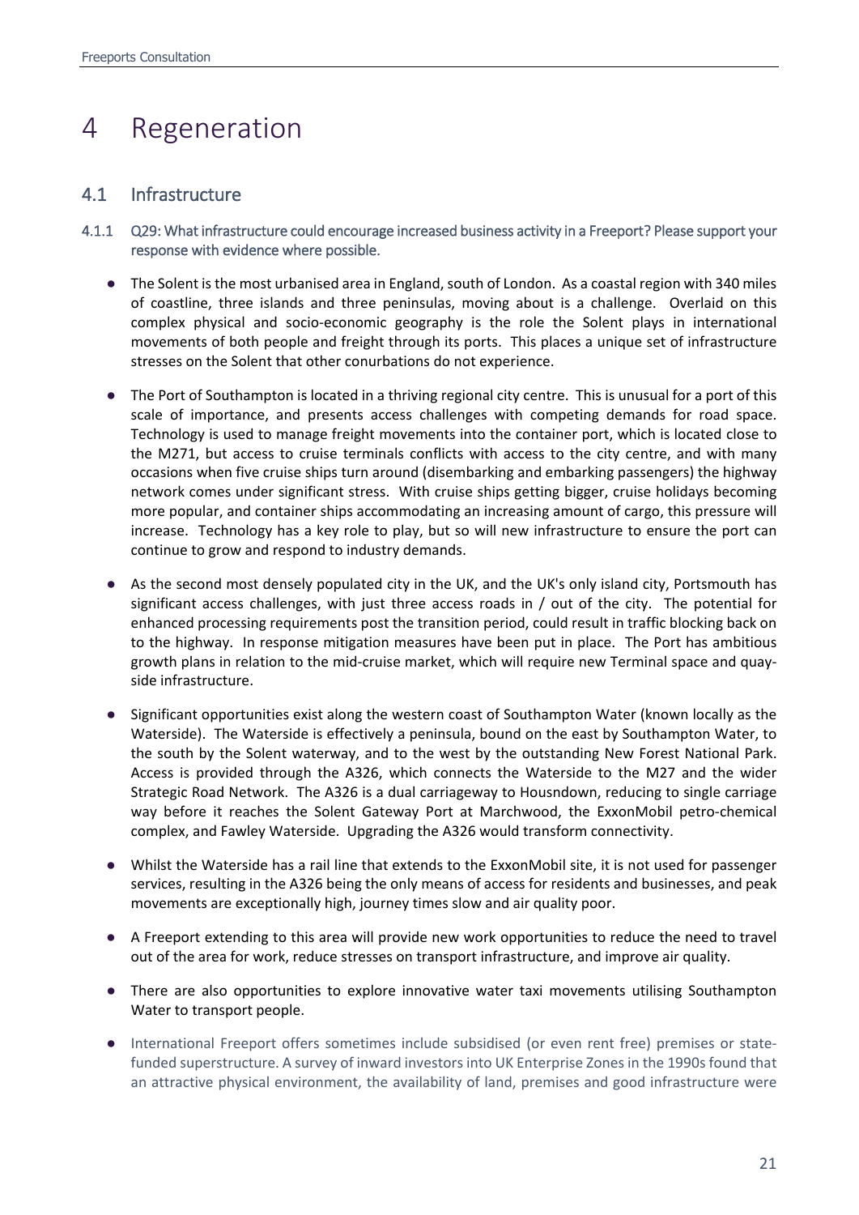# 4 Regeneration

## 4.1 Infrastructure

### 4.1.1 Q29: What infrastructure could encourage increased business activity in a Freeport? Please support your response with evidence where possible.

- The Solent is the most urbanised area in England, south of London. As a coastal region with 340 miles of coastline, three islands and three peninsulas, moving about is a challenge. Overlaid on this complex physical and socio-economic geography is the role the Solent plays in international movements of both people and freight through its ports. This places a unique set of infrastructure stresses on the Solent that other conurbations do not experience.

- The Port of Southampton is located in a thriving regional city centre. This is unusual for a port of this scale of importance, and presents access challenges with competing demands for road space. Technology is used to manage freight movements into the container port, which is located close to the M271, but access to cruise terminals conflicts with access to the city centre, and with many occasions when five cruise ships turn around (disembarking and embarking passengers) the highway network comes under significant stress. With cruise ships getting bigger, cruise holidays becoming more popular, and container ships accommodating an increasing amount of cargo, this pressure will increase. Technology has a key role to play, but so will new infrastructure to ensure the port can continue to grow and respond to industry demands.

- As the second most densely populated city in the UK, and the UK's only island city, Portsmouth has significant access challenges, with just three access roads in / out of the city. The potential for enhanced processing requirements post the transition period, could result in traffic blocking back on to the highway. In response mitigation measures have been put in place. The Port has ambitious growth plans in relation to the mid-cruise market, which will require new Terminal space and quay-side infrastructure.

- Significant opportunities exist along the western coast of Southampton Water (known locally as the Waterside). The Waterside is effectively a peninsula, bound on the east by Southampton Water, to the south by the Solent waterway, and to the west by the outstanding New Forest National Park. Access is provided through the A326, which connects the Waterside to the M27 and the wider Strategic Road Network. The A326 is a dual carriageway to Housndown, reducing to single carriage way before it reaches the Solent Gateway Port at Marchwood, the ExxonMobil petro-chemical complex, and Fawley Waterside. Upgrading the A326 would transform connectivity.

- Whilst the Waterside has a rail line that extends to the ExxonMobil site, it is not used for passenger services, resulting in the A326 being the only means of access for residents and businesses, and peak movements are exceptionally high, journey times slow and air quality poor.

- A Freeport extending to this area will provide new work opportunities to reduce the need to travel out of the area for work, reduce stresses on transport infrastructure, and improve air quality.

- There are also opportunities to explore innovative water taxi movements utilising Southampton Water to transport people.

- International Freeport offers sometimes include subsidised (or even rent free) premises or state-funded superstructure. A survey of inward investors into UK Enterprise Zones in the 1990s found that an attractive physical environment, the availability of land, premises and good infrastructure were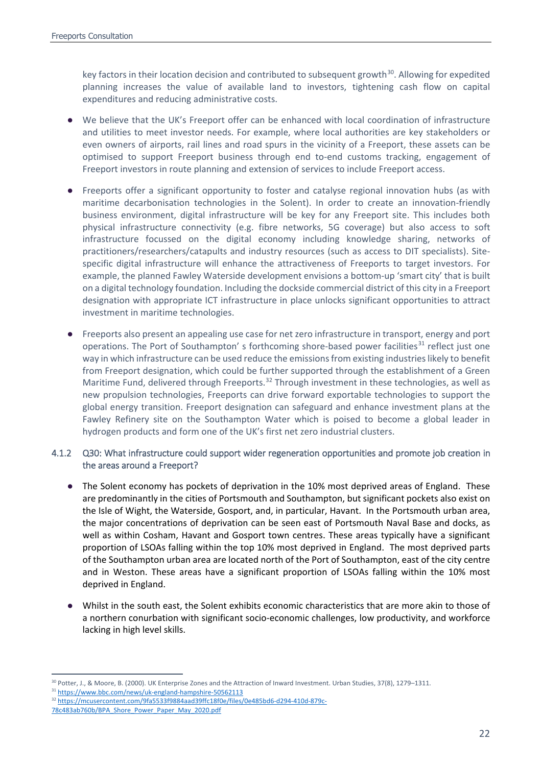key factors in their location decision and contributed to subsequent growth[30]. Allowing for expedited planning increases the value of available land to investors, tightening cash flow on capital expenditures and reducing administrative costs.

- We believe that the UK's Freeport offer can be enhanced with local coordination of infrastructure and utilities to meet investor needs. For example, where local authorities are key stakeholders or even owners of airports, rail lines and road spurs in the vicinity of a Freeport, these assets can be optimised to support Freeport business through end to-end customs tracking, engagement of Freeport investors in route planning and extension of services to include Freeport access.

- Freeports offer a significant opportunity to foster and catalyse regional innovation hubs (as with maritime decarbonisation technologies in the Solent). In order to create an innovation-friendly business environment, digital infrastructure will be key for any Freeport site. This includes both physical infrastructure connectivity (e.g. fibre networks, 5G coverage) but also access to soft infrastructure focussed on the digital economy including knowledge sharing, networks of practitioners/researchers/catapults and industry resources (such as access to DIT specialists). Site-specific digital infrastructure will enhance the attractiveness of Freeports to target investors. For example, the planned Fawley Waterside development envisions a bottom-up 'smart city' that is built on a digital technology foundation. Including the dockside commercial district of this city in a Freeport designation with appropriate ICT infrastructure in place unlocks significant opportunities to attract investment in maritime technologies.

- Freeports also present an appealing use case for net zero infrastructure in transport, energy and port operations. The Port of Southampton' s forthcoming shore-based power facilities[31] reflect just one way in which infrastructure can be used reduce the emissions from existing industries likely to benefit from Freeport designation, which could be further supported through the establishment of a Green Maritime Fund, delivered through Freeports.[32] Through investment in these technologies, as well as new propulsion technologies, Freeports can drive forward exportable technologies to support the global energy transition. Freeport designation can safeguard and enhance investment plans at the Fawley Refinery site on the Southampton Water which is poised to become a global leader in hydrogen products and form one of the UK's first net zero industrial clusters.

### 4.1.2 Q30: What infrastructure could support wider regeneration opportunities and promote job creation in the areas around a Freeport?

- The Solent economy has pockets of deprivation in the 10% most deprived areas of England. These are predominantly in the cities of Portsmouth and Southampton, but significant pockets also exist on the Isle of Wight, the Waterside, Gosport, and, in particular, Havant. In the Portsmouth urban area, the major concentrations of deprivation can be seen east of Portsmouth Naval Base and docks, as well as within Cosham, Havant and Gosport town centres. These areas typically have a significant proportion of LSOAs falling within the top 10% most deprived in England. The most deprived parts of the Southampton urban area are located north of the Port of Southampton, east of the city centre and in Weston. These areas have a significant proportion of LSOAs falling within the 10% most deprived in England.

- Whilst in the south east, the Solent exhibits economic characteristics that are more akin to those of a northern conurbation with significant socio-economic challenges, low productivity, and workforce lacking in high level skills.

---

[30] Potter, J., & Moore, B. (2000). UK Enterprise Zones and the Attraction of Inward Investment. Urban Studies, 37(8), 1279–1311.

[31] https://www.bbc.com/news/uk-england-hampshire-50562113

[32] https://mcusercontent.com/9fa5533f9884aad39ffc18f0e/files/0e485bd6-d294-410d-879c-78c483ab760b/BPA_Shore_Power_Paper_May_2020.pdf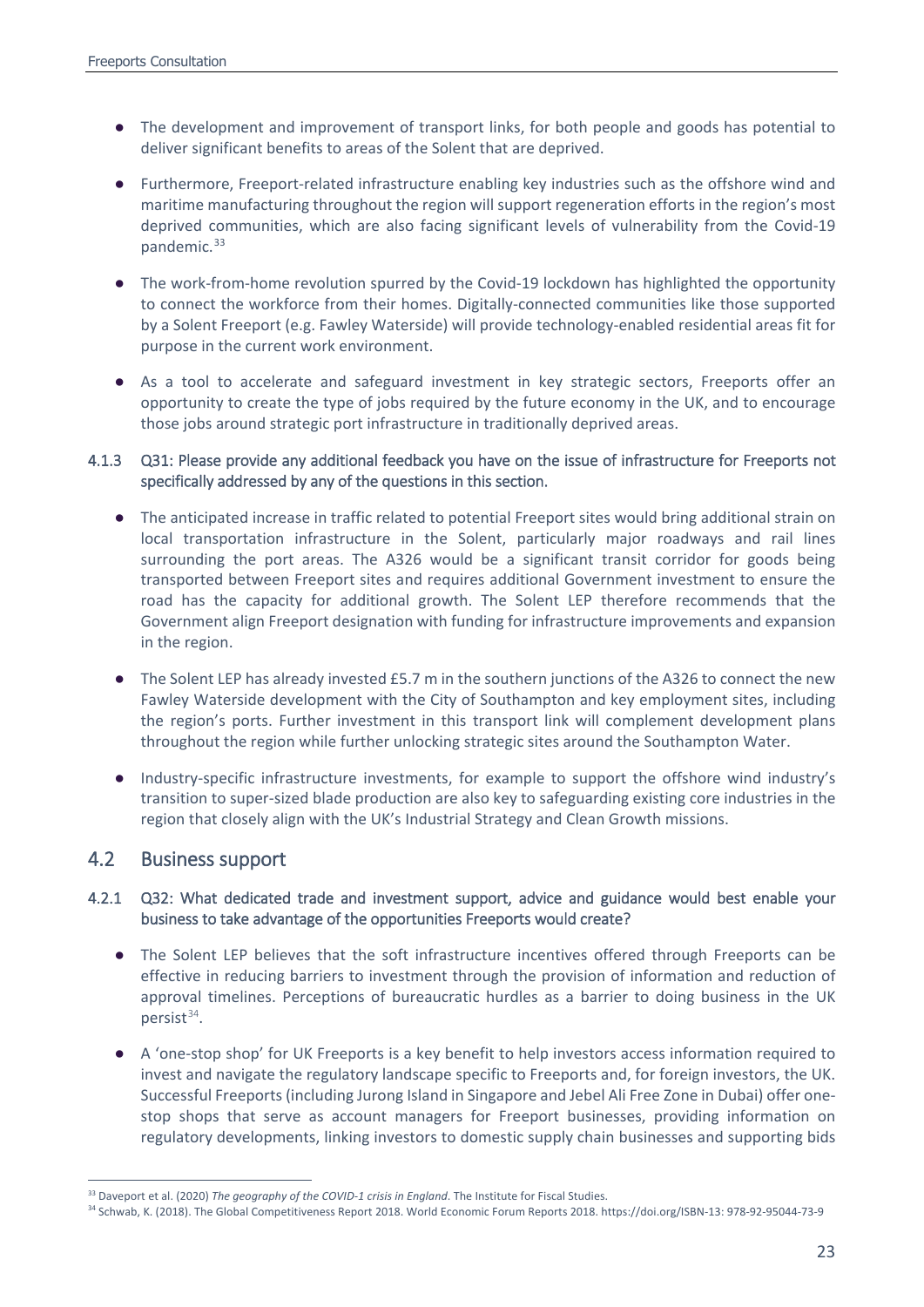- The development and improvement of transport links, for both people and goods has potential to deliver significant benefits to areas of the Solent that are deprived.
- Furthermore, Freeport-related infrastructure enabling key industries such as the offshore wind and maritime manufacturing throughout the region will support regeneration efforts in the region's most deprived communities, which are also facing significant levels of vulnerability from the Covid-19 pandemic.[33]
- The work-from-home revolution spurred by the Covid-19 lockdown has highlighted the opportunity to connect the workforce from their homes. Digitally-connected communities like those supported by a Solent Freeport (e.g. Fawley Waterside) will provide technology-enabled residential areas fit for purpose in the current work environment.
- As a tool to accelerate and safeguard investment in key strategic sectors, Freeports offer an opportunity to create the type of jobs required by the future economy in the UK, and to encourage those jobs around strategic port infrastructure in traditionally deprived areas.

#### 4.1.3 Q31: Please provide any additional feedback you have on the issue of infrastructure for Freeports not specifically addressed by any of the questions in this section.

- The anticipated increase in traffic related to potential Freeport sites would bring additional strain on local transportation infrastructure in the Solent, particularly major roadways and rail lines surrounding the port areas. The A326 would be a significant transit corridor for goods being transported between Freeport sites and requires additional Government investment to ensure the road has the capacity for additional growth. The Solent LEP therefore recommends that the Government align Freeport designation with funding for infrastructure improvements and expansion in the region.
- The Solent LEP has already invested £5.7 m in the southern junctions of the A326 to connect the new Fawley Waterside development with the City of Southampton and key employment sites, including the region's ports. Further investment in this transport link will complement development plans throughout the region while further unlocking strategic sites around the Southampton Water.
- Industry-specific infrastructure investments, for example to support the offshore wind industry's transition to super-sized blade production are also key to safeguarding existing core industries in the region that closely align with the UK's Industrial Strategy and Clean Growth missions.

### 4.2 Business support

#### 4.2.1 Q32: What dedicated trade and investment support, advice and guidance would best enable your business to take advantage of the opportunities Freeports would create?

- The Solent LEP believes that the soft infrastructure incentives offered through Freeports can be effective in reducing barriers to investment through the provision of information and reduction of approval timelines. Perceptions of bureaucratic hurdles as a barrier to doing business in the UK persist[34].
- A 'one-stop shop' for UK Freeports is a key benefit to help investors access information required to invest and navigate the regulatory landscape specific to Freeports and, for foreign investors, the UK. Successful Freeports (including Jurong Island in Singapore and Jebel Ali Free Zone in Dubai) offer one-stop shops that serve as account managers for Freeport businesses, providing information on regulatory developments, linking investors to domestic supply chain businesses and supporting bids

[33] Daveport et al. (2020) *The geography of the COVID-1 crisis in England*. The Institute for Fiscal Studies.

[34] Schwab, K. (2018). The Global Competitiveness Report 2018. World Economic Forum Reports 2018. https://doi.org/ISBN-13: 978-92-95044-73-9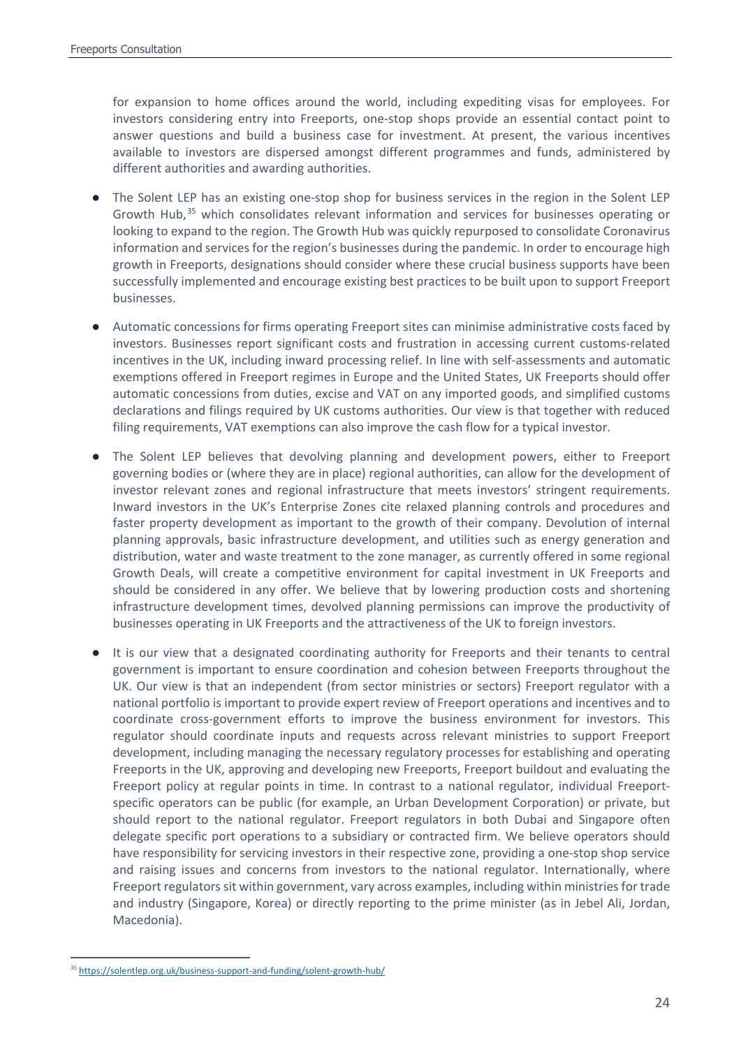for expansion to home offices around the world, including expediting visas for employees. For investors considering entry into Freeports, one-stop shops provide an essential contact point to answer questions and build a business case for investment. At present, the various incentives available to investors are dispersed amongst different programmes and funds, administered by different authorities and awarding authorities.

- The Solent LEP has an existing one-stop shop for business services in the region in the Solent LEP Growth Hub,[35] which consolidates relevant information and services for businesses operating or looking to expand to the region. The Growth Hub was quickly repurposed to consolidate Coronavirus information and services for the region's businesses during the pandemic. In order to encourage high growth in Freeports, designations should consider where these crucial business supports have been successfully implemented and encourage existing best practices to be built upon to support Freeport businesses.

- Automatic concessions for firms operating Freeport sites can minimise administrative costs faced by investors. Businesses report significant costs and frustration in accessing current customs-related incentives in the UK, including inward processing relief. In line with self-assessments and automatic exemptions offered in Freeport regimes in Europe and the United States, UK Freeports should offer automatic concessions from duties, excise and VAT on any imported goods, and simplified customs declarations and filings required by UK customs authorities. Our view is that together with reduced filing requirements, VAT exemptions can also improve the cash flow for a typical investor.

- The Solent LEP believes that devolving planning and development powers, either to Freeport governing bodies or (where they are in place) regional authorities, can allow for the development of investor relevant zones and regional infrastructure that meets investors' stringent requirements. Inward investors in the UK's Enterprise Zones cite relaxed planning controls and procedures and faster property development as important to the growth of their company. Devolution of internal planning approvals, basic infrastructure development, and utilities such as energy generation and distribution, water and waste treatment to the zone manager, as currently offered in some regional Growth Deals, will create a competitive environment for capital investment in UK Freeports and should be considered in any offer. We believe that by lowering production costs and shortening infrastructure development times, devolved planning permissions can improve the productivity of businesses operating in UK Freeports and the attractiveness of the UK to foreign investors.

- It is our view that a designated coordinating authority for Freeports and their tenants to central government is important to ensure coordination and cohesion between Freeports throughout the UK. Our view is that an independent (from sector ministries or sectors) Freeport regulator with a national portfolio is important to provide expert review of Freeport operations and incentives and to coordinate cross-government efforts to improve the business environment for investors. This regulator should coordinate inputs and requests across relevant ministries to support Freeport development, including managing the necessary regulatory processes for establishing and operating Freeports in the UK, approving and developing new Freeports, Freeport buildout and evaluating the Freeport policy at regular points in time. In contrast to a national regulator, individual Freeport-specific operators can be public (for example, an Urban Development Corporation) or private, but should report to the national regulator. Freeport regulators in both Dubai and Singapore often delegate specific port operations to a subsidiary or contracted firm. We believe operators should have responsibility for servicing investors in their respective zone, providing a one-stop shop service and raising issues and concerns from investors to the national regulator. Internationally, where Freeport regulators sit within government, vary across examples, including within ministries for trade and industry (Singapore, Korea) or directly reporting to the prime minister (as in Jebel Ali, Jordan, Macedonia).

[35] https://solentlep.org.uk/business-support-and-funding/solent-growth-hub/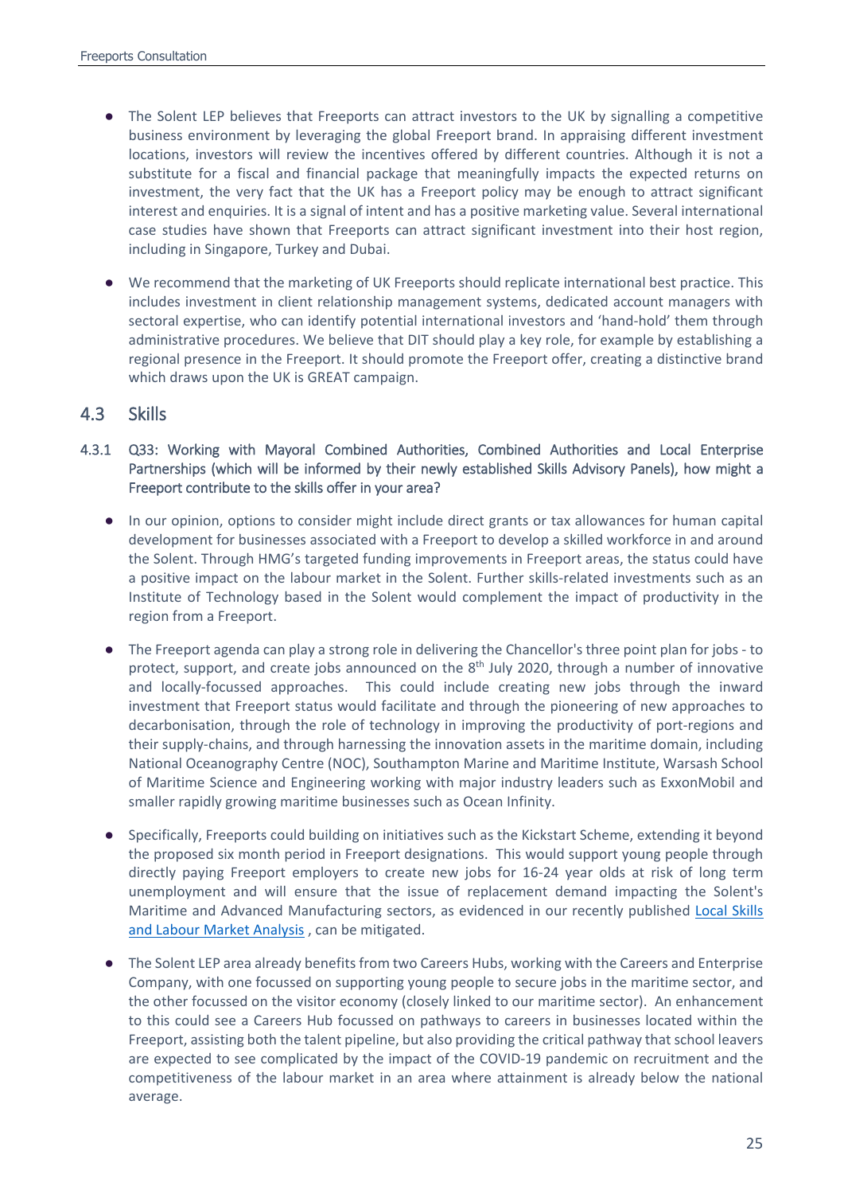- The Solent LEP believes that Freeports can attract investors to the UK by signalling a competitive business environment by leveraging the global Freeport brand. In appraising different investment locations, investors will review the incentives offered by different countries. Although it is not a substitute for a fiscal and financial package that meaningfully impacts the expected returns on investment, the very fact that the UK has a Freeport policy may be enough to attract significant interest and enquiries. It is a signal of intent and has a positive marketing value. Several international case studies have shown that Freeports can attract significant investment into their host region, including in Singapore, Turkey and Dubai.

- We recommend that the marketing of UK Freeports should replicate international best practice. This includes investment in client relationship management systems, dedicated account managers with sectoral expertise, who can identify potential international investors and 'hand-hold' them through administrative procedures. We believe that DIT should play a key role, for example by establishing a regional presence in the Freeport. It should promote the Freeport offer, creating a distinctive brand which draws upon the UK is GREAT campaign.

## 4.3 Skills

4.3.1 Q33: Working with Mayoral Combined Authorities, Combined Authorities and Local Enterprise Partnerships (which will be informed by their newly established Skills Advisory Panels), how might a Freeport contribute to the skills offer in your area?

- In our opinion, options to consider might include direct grants or tax allowances for human capital development for businesses associated with a Freeport to develop a skilled workforce in and around the Solent. Through HMG's targeted funding improvements in Freeport areas, the status could have a positive impact on the labour market in the Solent. Further skills-related investments such as an Institute of Technology based in the Solent would complement the impact of productivity in the region from a Freeport.

- The Freeport agenda can play a strong role in delivering the Chancellor's three point plan for jobs - to protect, support, and create jobs announced on the 8th July 2020, through a number of innovative and locally-focussed approaches. This could include creating new jobs through the inward investment that Freeport status would facilitate and through the pioneering of new approaches to decarbonisation, through the role of technology in improving the productivity of port-regions and their supply-chains, and through harnessing the innovation assets in the maritime domain, including National Oceanography Centre (NOC), Southampton Marine and Maritime Institute, Warsash School of Maritime Science and Engineering working with major industry leaders such as ExxonMobil and smaller rapidly growing maritime businesses such as Ocean Infinity.

- Specifically, Freeports could building on initiatives such as the Kickstart Scheme, extending it beyond the proposed six month period in Freeport designations. This would support young people through directly paying Freeport employers to create new jobs for 16-24 year olds at risk of long term unemployment and will ensure that the issue of replacement demand impacting the Solent's Maritime and Advanced Manufacturing sectors, as evidenced in our recently published Local Skills and Labour Market Analysis , can be mitigated.

- The Solent LEP area already benefits from two Careers Hubs, working with the Careers and Enterprise Company, with one focussed on supporting young people to secure jobs in the maritime sector, and the other focussed on the visitor economy (closely linked to our maritime sector). An enhancement to this could see a Careers Hub focussed on pathways to careers in businesses located within the Freeport, assisting both the talent pipeline, but also providing the critical pathway that school leavers are expected to see complicated by the impact of the COVID-19 pandemic on recruitment and the competitiveness of the labour market in an area where attainment is already below the national average.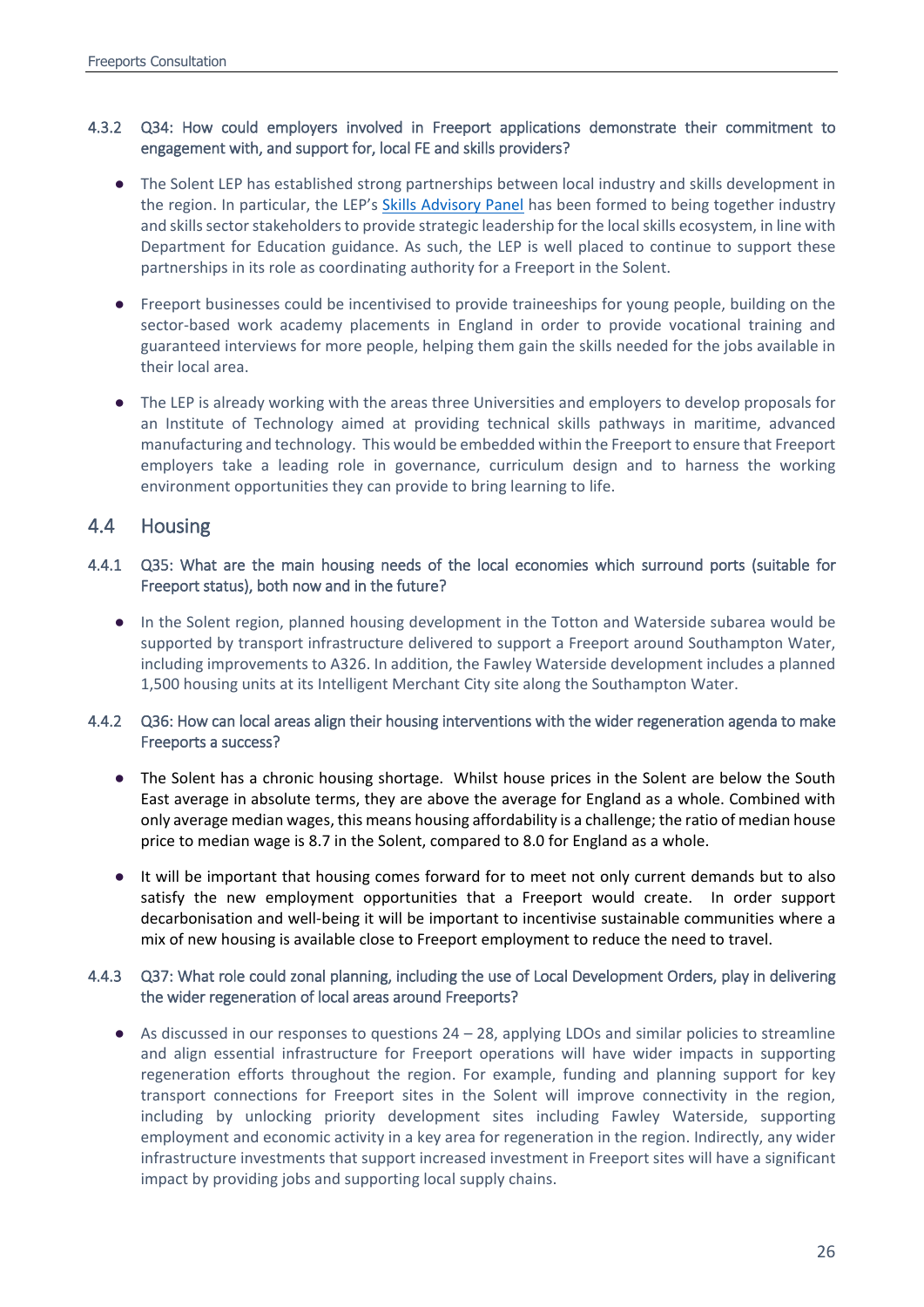4.3.2 Q34: How could employers involved in Freeport applications demonstrate their commitment to engagement with, and support for, local FE and skills providers?

- The Solent LEP has established strong partnerships between local industry and skills development in the region. In particular, the LEP's Skills Advisory Panel has been formed to being together industry and skills sector stakeholders to provide strategic leadership for the local skills ecosystem, in line with Department for Education guidance. As such, the LEP is well placed to continue to support these partnerships in its role as coordinating authority for a Freeport in the Solent.
- Freeport businesses could be incentivised to provide traineeships for young people, building on the sector-based work academy placements in England in order to provide vocational training and guaranteed interviews for more people, helping them gain the skills needed for the jobs available in their local area.
- The LEP is already working with the areas three Universities and employers to develop proposals for an Institute of Technology aimed at providing technical skills pathways in maritime, advanced manufacturing and technology. This would be embedded within the Freeport to ensure that Freeport employers take a leading role in governance, curriculum design and to harness the working environment opportunities they can provide to bring learning to life.

## 4.4 Housing

4.4.1 Q35: What are the main housing needs of the local economies which surround ports (suitable for Freeport status), both now and in the future?

- In the Solent region, planned housing development in the Totton and Waterside subarea would be supported by transport infrastructure delivered to support a Freeport around Southampton Water, including improvements to A326. In addition, the Fawley Waterside development includes a planned 1,500 housing units at its Intelligent Merchant City site along the Southampton Water.

4.4.2 Q36: How can local areas align their housing interventions with the wider regeneration agenda to make Freeports a success?

- The Solent has a chronic housing shortage. Whilst house prices in the Solent are below the South East average in absolute terms, they are above the average for England as a whole. Combined with only average median wages, this means housing affordability is a challenge; the ratio of median house price to median wage is 8.7 in the Solent, compared to 8.0 for England as a whole.
- It will be important that housing comes forward for to meet not only current demands but to also satisfy the new employment opportunities that a Freeport would create. In order support decarbonisation and well-being it will be important to incentivise sustainable communities where a mix of new housing is available close to Freeport employment to reduce the need to travel.

4.4.3 Q37: What role could zonal planning, including the use of Local Development Orders, play in delivering the wider regeneration of local areas around Freeports?

- As discussed in our responses to questions 24 – 28, applying LDOs and similar policies to streamline and align essential infrastructure for Freeport operations will have wider impacts in supporting regeneration efforts throughout the region. For example, funding and planning support for key transport connections for Freeport sites in the Solent will improve connectivity in the region, including by unlocking priority development sites including Fawley Waterside, supporting employment and economic activity in a key area for regeneration in the region. Indirectly, any wider infrastructure investments that support increased investment in Freeport sites will have a significant impact by providing jobs and supporting local supply chains.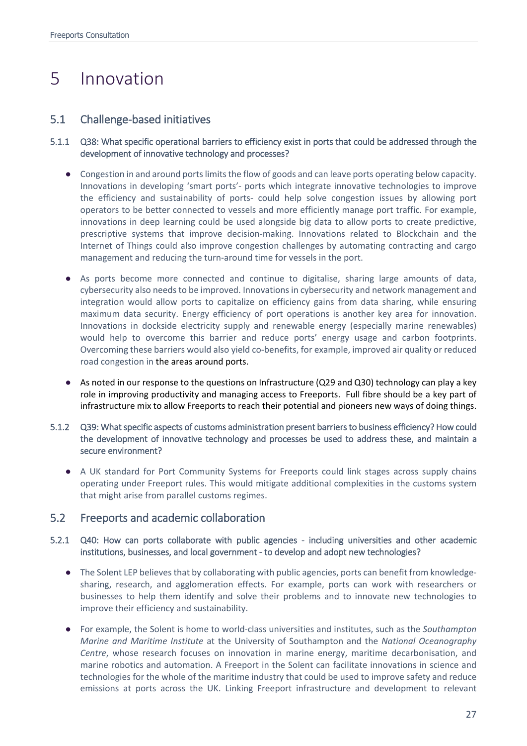# 5 Innovation

## 5.1 Challenge-based initiatives

### 5.1.1 Q38: What specific operational barriers to efficiency exist in ports that could be addressed through the development of innovative technology and processes?

- Congestion in and around ports limits the flow of goods and can leave ports operating below capacity. Innovations in developing 'smart ports'- ports which integrate innovative technologies to improve the efficiency and sustainability of ports- could help solve congestion issues by allowing port operators to be better connected to vessels and more efficiently manage port traffic. For example, innovations in deep learning could be used alongside big data to allow ports to create predictive, prescriptive systems that improve decision-making. Innovations related to Blockchain and the Internet of Things could also improve congestion challenges by automating contracting and cargo management and reducing the turn-around time for vessels in the port.

- As ports become more connected and continue to digitalise, sharing large amounts of data, cybersecurity also needs to be improved. Innovations in cybersecurity and network management and integration would allow ports to capitalize on efficiency gains from data sharing, while ensuring maximum data security. Energy efficiency of port operations is another key area for innovation. Innovations in dockside electricity supply and renewable energy (especially marine renewables) would help to overcome this barrier and reduce ports' energy usage and carbon footprints. Overcoming these barriers would also yield co-benefits, for example, improved air quality or reduced road congestion in the areas around ports.

- As noted in our response to the questions on Infrastructure (Q29 and Q30) technology can play a key role in improving productivity and managing access to Freeports. Full fibre should be a key part of infrastructure mix to allow Freeports to reach their potential and pioneers new ways of doing things.

### 5.1.2 Q39: What specific aspects of customs administration present barriers to business efficiency? How could the development of innovative technology and processes be used to address these, and maintain a secure environment?

- A UK standard for Port Community Systems for Freeports could link stages across supply chains operating under Freeport rules. This would mitigate additional complexities in the customs system that might arise from parallel customs regimes.

## 5.2 Freeports and academic collaboration

### 5.2.1 Q40: How can ports collaborate with public agencies - including universities and other academic institutions, businesses, and local government - to develop and adopt new technologies?

- The Solent LEP believes that by collaborating with public agencies, ports can benefit from knowledge-sharing, research, and agglomeration effects. For example, ports can work with researchers or businesses to help them identify and solve their problems and to innovate new technologies to improve their efficiency and sustainability.

- For example, the Solent is home to world-class universities and institutes, such as the *Southampton Marine and Maritime Institute* at the University of Southampton and the *National Oceanography Centre*, whose research focuses on innovation in marine energy, maritime decarbonisation, and marine robotics and automation. A Freeport in the Solent can facilitate innovations in science and technologies for the whole of the maritime industry that could be used to improve safety and reduce emissions at ports across the UK. Linking Freeport infrastructure and development to relevant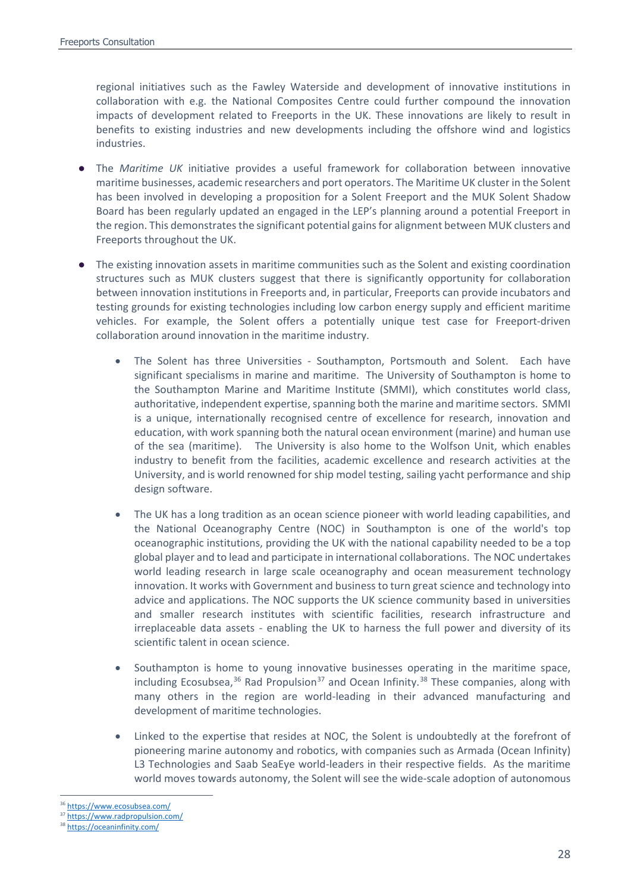regional initiatives such as the Fawley Waterside and development of innovative institutions in collaboration with e.g. the National Composites Centre could further compound the innovation impacts of development related to Freeports in the UK. These innovations are likely to result in benefits to existing industries and new developments including the offshore wind and logistics industries.

- The *Maritime UK* initiative provides a useful framework for collaboration between innovative maritime businesses, academic researchers and port operators. The Maritime UK cluster in the Solent has been involved in developing a proposition for a Solent Freeport and the MUK Solent Shadow Board has been regularly updated an engaged in the LEP's planning around a potential Freeport in the region. This demonstrates the significant potential gains for alignment between MUK clusters and Freeports throughout the UK.
- The existing innovation assets in maritime communities such as the Solent and existing coordination structures such as MUK clusters suggest that there is significantly opportunity for collaboration between innovation institutions in Freeports and, in particular, Freeports can provide incubators and testing grounds for existing technologies including low carbon energy supply and efficient maritime vehicles. For example, the Solent offers a potentially unique test case for Freeport-driven collaboration around innovation in the maritime industry.
    - The Solent has three Universities - Southampton, Portsmouth and Solent. Each have significant specialisms in marine and maritime. The University of Southampton is home to the Southampton Marine and Maritime Institute (SMMI), which constitutes world class, authoritative, independent expertise, spanning both the marine and maritime sectors. SMMI is a unique, internationally recognised centre of excellence for research, innovation and education, with work spanning both the natural ocean environment (marine) and human use of the sea (maritime). The University is also home to the Wolfson Unit, which enables industry to benefit from the facilities, academic excellence and research activities at the University, and is world renowned for ship model testing, sailing yacht performance and ship design software.
    - The UK has a long tradition as an ocean science pioneer with world leading capabilities, and the National Oceanography Centre (NOC) in Southampton is one of the world's top oceanographic institutions, providing the UK with the national capability needed to be a top global player and to lead and participate in international collaborations. The NOC undertakes world leading research in large scale oceanography and ocean measurement technology innovation. It works with Government and business to turn great science and technology into advice and applications. The NOC supports the UK science community based in universities and smaller research institutes with scientific facilities, research infrastructure and irreplaceable data assets - enabling the UK to harness the full power and diversity of its scientific talent in ocean science.
    - Southampton is home to young innovative businesses operating in the maritime space, including Ecosubsea,[36] Rad Propulsion[37] and Ocean Infinity.[38] These companies, along with many others in the region are world-leading in their advanced manufacturing and development of maritime technologies.
    - Linked to the expertise that resides at NOC, the Solent is undoubtedly at the forefront of pioneering marine autonomy and robotics, with companies such as Armada (Ocean Infinity) L3 Technologies and Saab SeaEye world-leaders in their respective fields. As the maritime world moves towards autonomy, the Solent will see the wide-scale adoption of autonomous

[36] https://www.ecosubsea.com/
[37] https://www.radpropulsion.com/
[38] https://oceaninfinity.com/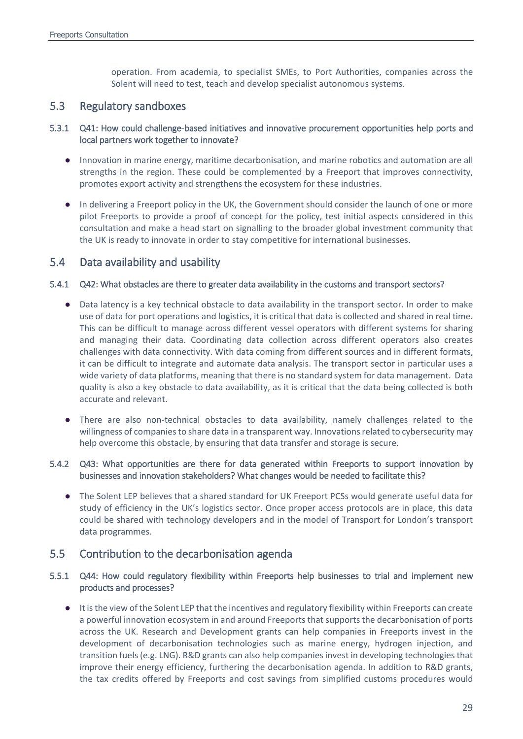operation. From academia, to specialist SMEs, to Port Authorities, companies across the Solent will need to test, teach and develop specialist autonomous systems.

## 5.3 Regulatory sandboxes

### 5.3.1 Q41: How could challenge-based initiatives and innovative procurement opportunities help ports and local partners work together to innovate?

- Innovation in marine energy, maritime decarbonisation, and marine robotics and automation are all strengths in the region. These could be complemented by a Freeport that improves connectivity, promotes export activity and strengthens the ecosystem for these industries.
- In delivering a Freeport policy in the UK, the Government should consider the launch of one or more pilot Freeports to provide a proof of concept for the policy, test initial aspects considered in this consultation and make a head start on signalling to the broader global investment community that the UK is ready to innovate in order to stay competitive for international businesses.

## 5.4 Data availability and usability

### 5.4.1 Q42: What obstacles are there to greater data availability in the customs and transport sectors?

- Data latency is a key technical obstacle to data availability in the transport sector. In order to make use of data for port operations and logistics, it is critical that data is collected and shared in real time. This can be difficult to manage across different vessel operators with different systems for sharing and managing their data. Coordinating data collection across different operators also creates challenges with data connectivity. With data coming from different sources and in different formats, it can be difficult to integrate and automate data analysis. The transport sector in particular uses a wide variety of data platforms, meaning that there is no standard system for data management. Data quality is also a key obstacle to data availability, as it is critical that the data being collected is both accurate and relevant.
- There are also non-technical obstacles to data availability, namely challenges related to the willingness of companies to share data in a transparent way. Innovations related to cybersecurity may help overcome this obstacle, by ensuring that data transfer and storage is secure.

### 5.4.2 Q43: What opportunities are there for data generated within Freeports to support innovation by businesses and innovation stakeholders? What changes would be needed to facilitate this?

- The Solent LEP believes that a shared standard for UK Freeport PCSs would generate useful data for study of efficiency in the UK's logistics sector. Once proper access protocols are in place, this data could be shared with technology developers and in the model of Transport for London's transport data programmes.

## 5.5 Contribution to the decarbonisation agenda

### 5.5.1 Q44: How could regulatory flexibility within Freeports help businesses to trial and implement new products and processes?

- It is the view of the Solent LEP that the incentives and regulatory flexibility within Freeports can create a powerful innovation ecosystem in and around Freeports that supports the decarbonisation of ports across the UK. Research and Development grants can help companies in Freeports invest in the development of decarbonisation technologies such as marine energy, hydrogen injection, and transition fuels (e.g. LNG). R&D grants can also help companies invest in developing technologies that improve their energy efficiency, furthering the decarbonisation agenda. In addition to R&D grants, the tax credits offered by Freeports and cost savings from simplified customs procedures would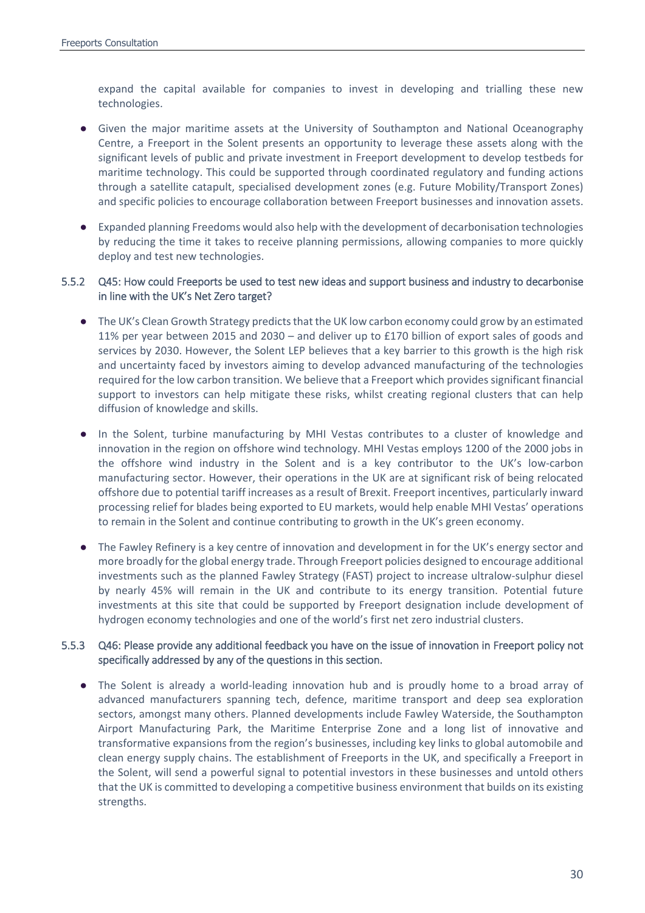expand the capital available for companies to invest in developing and trialling these new technologies.

- Given the major maritime assets at the University of Southampton and National Oceanography Centre, a Freeport in the Solent presents an opportunity to leverage these assets along with the significant levels of public and private investment in Freeport development to develop testbeds for maritime technology. This could be supported through coordinated regulatory and funding actions through a satellite catapult, specialised development zones (e.g. Future Mobility/Transport Zones) and specific policies to encourage collaboration between Freeport businesses and innovation assets.

- Expanded planning Freedoms would also help with the development of decarbonisation technologies by reducing the time it takes to receive planning permissions, allowing companies to more quickly deploy and test new technologies.

### 5.5.2 Q45: How could Freeports be used to test new ideas and support business and industry to decarbonise in line with the UK's Net Zero target?

- The UK's Clean Growth Strategy predicts that the UK low carbon economy could grow by an estimated 11% per year between 2015 and 2030 – and deliver up to £170 billion of export sales of goods and services by 2030. However, the Solent LEP believes that a key barrier to this growth is the high risk and uncertainty faced by investors aiming to develop advanced manufacturing of the technologies required for the low carbon transition. We believe that a Freeport which provides significant financial support to investors can help mitigate these risks, whilst creating regional clusters that can help diffusion of knowledge and skills.

- In the Solent, turbine manufacturing by MHI Vestas contributes to a cluster of knowledge and innovation in the region on offshore wind technology. MHI Vestas employs 1200 of the 2000 jobs in the offshore wind industry in the Solent and is a key contributor to the UK's low-carbon manufacturing sector. However, their operations in the UK are at significant risk of being relocated offshore due to potential tariff increases as a result of Brexit. Freeport incentives, particularly inward processing relief for blades being exported to EU markets, would help enable MHI Vestas' operations to remain in the Solent and continue contributing to growth in the UK's green economy.

- The Fawley Refinery is a key centre of innovation and development in for the UK's energy sector and more broadly for the global energy trade. Through Freeport policies designed to encourage additional investments such as the planned Fawley Strategy (FAST) project to increase ultralow-sulphur diesel by nearly 45% will remain in the UK and contribute to its energy transition. Potential future investments at this site that could be supported by Freeport designation include development of hydrogen economy technologies and one of the world's first net zero industrial clusters.

### 5.5.3 Q46: Please provide any additional feedback you have on the issue of innovation in Freeport policy not specifically addressed by any of the questions in this section.

- The Solent is already a world-leading innovation hub and is proudly home to a broad array of advanced manufacturers spanning tech, defence, maritime transport and deep sea exploration sectors, amongst many others. Planned developments include Fawley Waterside, the Southampton Airport Manufacturing Park, the Maritime Enterprise Zone and a long list of innovative and transformative expansions from the region's businesses, including key links to global automobile and clean energy supply chains. The establishment of Freeports in the UK, and specifically a Freeport in the Solent, will send a powerful signal to potential investors in these businesses and untold others that the UK is committed to developing a competitive business environment that builds on its existing strengths.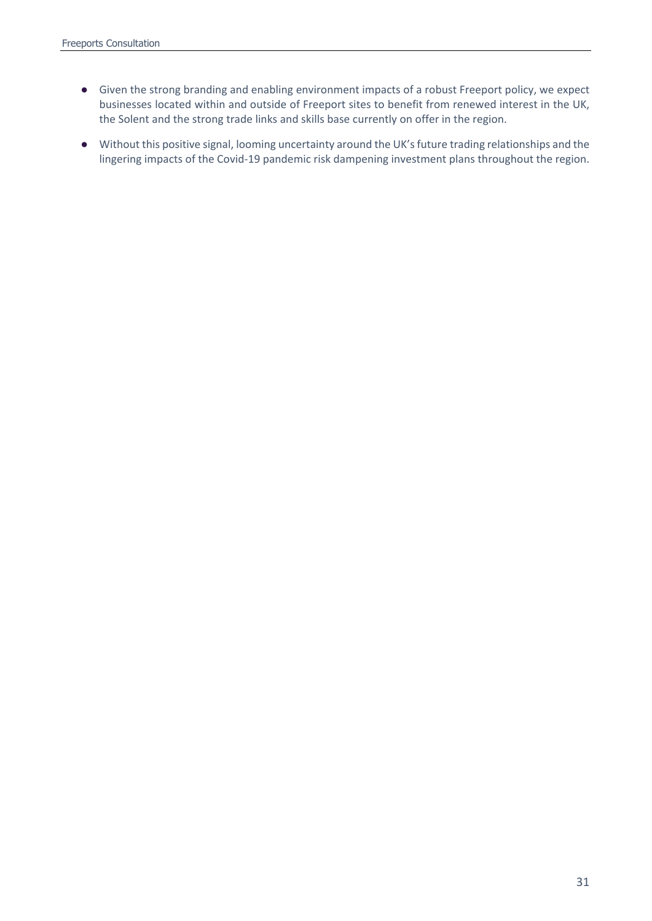- Given the strong branding and enabling environment impacts of a robust Freeport policy, we expect businesses located within and outside of Freeport sites to benefit from renewed interest in the UK, the Solent and the strong trade links and skills base currently on offer in the region.
- Without this positive signal, looming uncertainty around the UK's future trading relationships and the lingering impacts of the Covid-19 pandemic risk dampening investment plans throughout the region.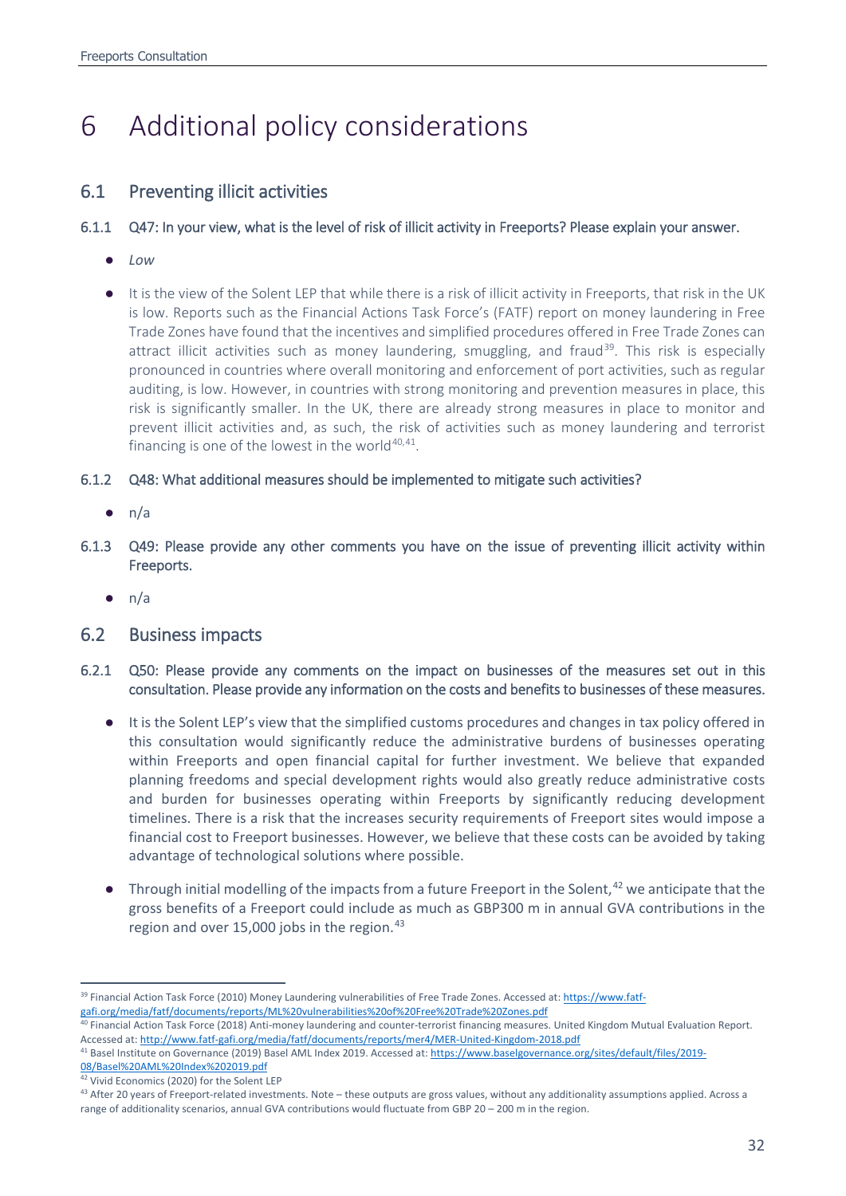# 6 Additional policy considerations

## 6.1 Preventing illicit activities

### 6.1.1 Q47: In your view, what is the level of risk of illicit activity in Freeports? Please explain your answer.

- *Low*
- It is the view of the Solent LEP that while there is a risk of illicit activity in Freeports, that risk in the UK is low. Reports such as the Financial Actions Task Force's (FATF) report on money laundering in Free Trade Zones have found that the incentives and simplified procedures offered in Free Trade Zones can attract illicit activities such as money laundering, smuggling, and fraud[39]. This risk is especially pronounced in countries where overall monitoring and enforcement of port activities, such as regular auditing, is low. However, in countries with strong monitoring and prevention measures in place, this risk is significantly smaller. In the UK, there are already strong measures in place to monitor and prevent illicit activities and, as such, the risk of activities such as money laundering and terrorist financing is one of the lowest in the world[40,41].

### 6.1.2 Q48: What additional measures should be implemented to mitigate such activities?

- n/a

### 6.1.3 Q49: Please provide any other comments you have on the issue of preventing illicit activity within Freeports.

- n/a

## 6.2 Business impacts

### 6.2.1 Q50: Please provide any comments on the impact on businesses of the measures set out in this consultation. Please provide any information on the costs and benefits to businesses of these measures.

- It is the Solent LEP's view that the simplified customs procedures and changes in tax policy offered in this consultation would significantly reduce the administrative burdens of businesses operating within Freeports and open financial capital for further investment. We believe that expanded planning freedoms and special development rights would also greatly reduce administrative costs and burden for businesses operating within Freeports by significantly reducing development timelines. There is a risk that the increases security requirements of Freeport sites would impose a financial cost to Freeport businesses. However, we believe that these costs can be avoided by taking advantage of technological solutions where possible.
- Through initial modelling of the impacts from a future Freeport in the Solent,[42] we anticipate that the gross benefits of a Freeport could include as much as GBP300 m in annual GVA contributions in the region and over 15,000 jobs in the region.[43]

---

[39] Financial Action Task Force (2010) Money Laundering vulnerabilities of Free Trade Zones. Accessed at: https://www.fatf-gafi.org/media/fatf/documents/reports/ML%20vulnerabilities%20of%20Free%20Trade%20Zones.pdf

[40] Financial Action Task Force (2018) Anti-money laundering and counter-terrorist financing measures. United Kingdom Mutual Evaluation Report. Accessed at: http://www.fatf-gafi.org/media/fatf/documents/reports/mer4/MER-United-Kingdom-2018.pdf

[41] Basel Institute on Governance (2019) Basel AML Index 2019. Accessed at: https://www.baselgovernance.org/sites/default/files/2019-08/Basel%20AML%20Index%202019.pdf

[42] Vivid Economics (2020) for the Solent LEP

[43] After 20 years of Freeport-related investments. Note – these outputs are gross values, without any additionality assumptions applied. Across a range of additionality scenarios, annual GVA contributions would fluctuate from GBP 20 – 200 m in the region.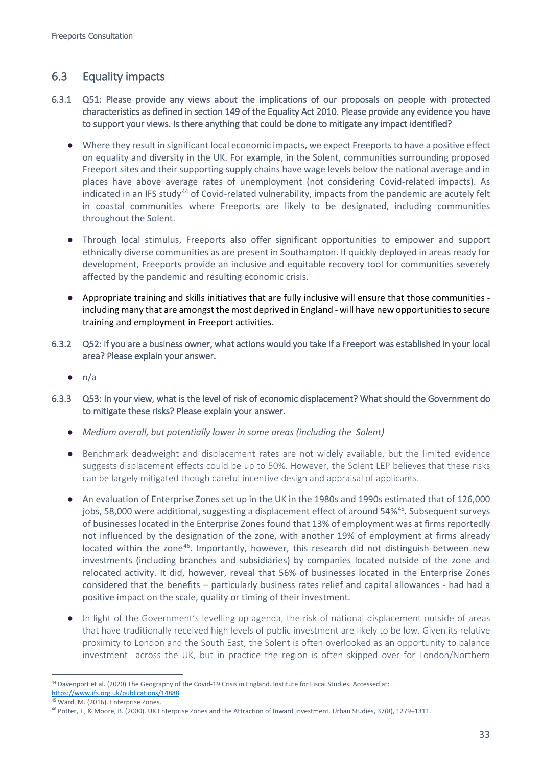## 6.3 Equality impacts

6.3.1 Q51: Please provide any views about the implications of our proposals on people with protected characteristics as defined in section 149 of the Equality Act 2010. Please provide any evidence you have to support your views. Is there anything that could be done to mitigate any impact identified?

- Where they result in significant local economic impacts, we expect Freeports to have a positive effect on equality and diversity in the UK. For example, in the Solent, communities surrounding proposed Freeport sites and their supporting supply chains have wage levels below the national average and in places have above average rates of unemployment (not considering Covid-related impacts). As indicated in an IFS study[44] of Covid-related vulnerability, impacts from the pandemic are acutely felt in coastal communities where Freeports are likely to be designated, including communities throughout the Solent.
- Through local stimulus, Freeports also offer significant opportunities to empower and support ethnically diverse communities as are present in Southampton. If quickly deployed in areas ready for development, Freeports provide an inclusive and equitable recovery tool for communities severely affected by the pandemic and resulting economic crisis.
- Appropriate training and skills initiatives that are fully inclusive will ensure that those communities - including many that are amongst the most deprived in England - will have new opportunities to secure training and employment in Freeport activities.

6.3.2 Q52: If you are a business owner, what actions would you take if a Freeport was established in your local area? Please explain your answer.

- n/a

6.3.3 Q53: In your view, what is the level of risk of economic displacement? What should the Government do to mitigate these risks? Please explain your answer.

- *Medium overall, but potentially lower in some areas (including the Solent)*
- Benchmark deadweight and displacement rates are not widely available, but the limited evidence suggests displacement effects could be up to 50%. However, the Solent LEP believes that these risks can be largely mitigated though careful incentive design and appraisal of applicants.
- An evaluation of Enterprise Zones set up in the UK in the 1980s and 1990s estimated that of 126,000 jobs, 58,000 were additional, suggesting a displacement effect of around 54%[45]. Subsequent surveys of businesses located in the Enterprise Zones found that 13% of employment was at firms reportedly not influenced by the designation of the zone, with another 19% of employment at firms already located within the zone[46]. Importantly, however, this research did not distinguish between new investments (including branches and subsidiaries) by companies located outside of the zone and relocated activity. It did, however, reveal that 56% of businesses located in the Enterprise Zones considered that the benefits – particularly business rates relief and capital allowances - had had a positive impact on the scale, quality or timing of their investment.
- In light of the Government's levelling up agenda, the risk of national displacement outside of areas that have traditionally received high levels of public investment are likely to be low. Given its relative proximity to London and the South East, the Solent is often overlooked as an opportunity to balance investment across the UK, but in practice the region is often skipped over for London/Northern

---

[44] Davenport et al. (2020) The Geography of the Covid-19 Crisis in England. Institute for Fiscal Studies. Accessed at: https://www.ifs.org.uk/publications/14888

[45] Ward, M. (2016). Enterprise Zones.

[46] Potter, J., & Moore, B. (2000). UK Enterprise Zones and the Attraction of Inward Investment. Urban Studies, 37(8), 1279–1311.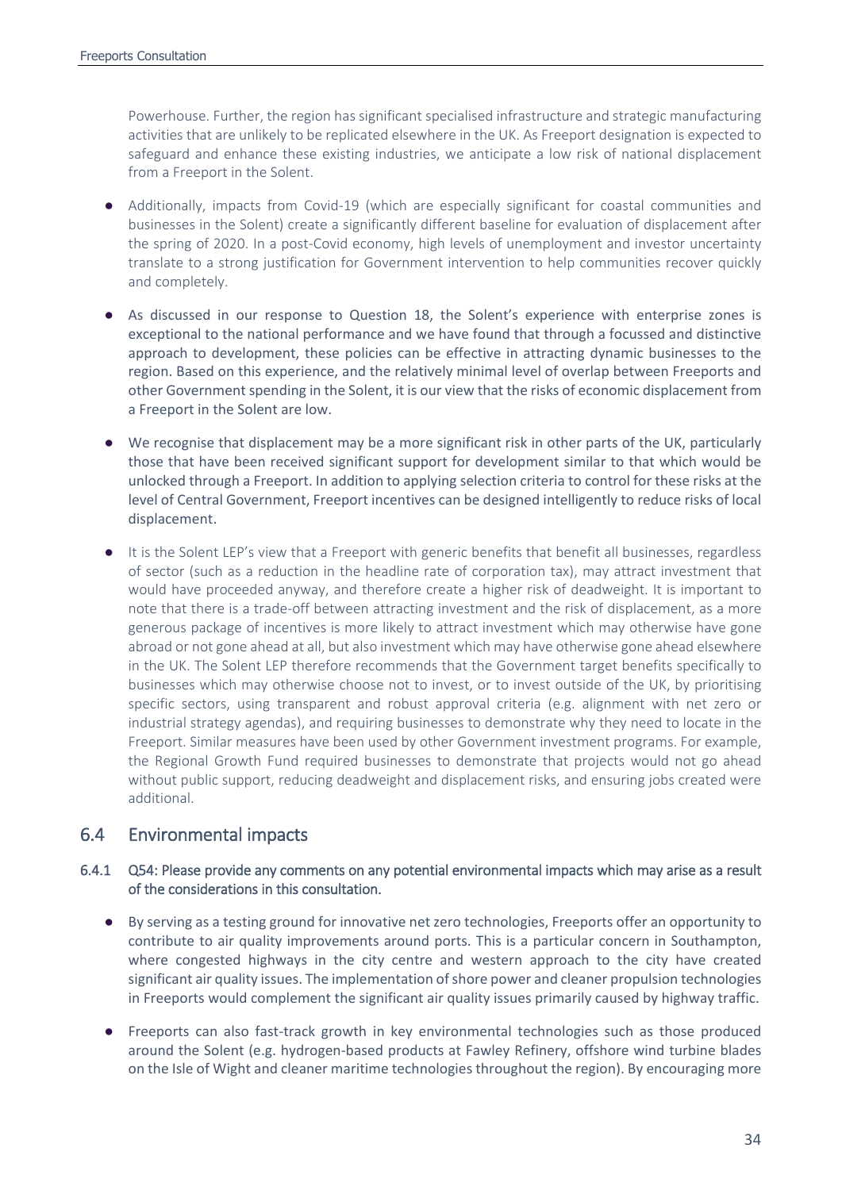Powerhouse. Further, the region has significant specialised infrastructure and strategic manufacturing activities that are unlikely to be replicated elsewhere in the UK. As Freeport designation is expected to safeguard and enhance these existing industries, we anticipate a low risk of national displacement from a Freeport in the Solent.

- Additionally, impacts from Covid-19 (which are especially significant for coastal communities and businesses in the Solent) create a significantly different baseline for evaluation of displacement after the spring of 2020. In a post-Covid economy, high levels of unemployment and investor uncertainty translate to a strong justification for Government intervention to help communities recover quickly and completely.
- As discussed in our response to Question 18, the Solent's experience with enterprise zones is exceptional to the national performance and we have found that through a focussed and distinctive approach to development, these policies can be effective in attracting dynamic businesses to the region. Based on this experience, and the relatively minimal level of overlap between Freeports and other Government spending in the Solent, it is our view that the risks of economic displacement from a Freeport in the Solent are low.
- We recognise that displacement may be a more significant risk in other parts of the UK, particularly those that have been received significant support for development similar to that which would be unlocked through a Freeport. In addition to applying selection criteria to control for these risks at the level of Central Government, Freeport incentives can be designed intelligently to reduce risks of local displacement.
- It is the Solent LEP's view that a Freeport with generic benefits that benefit all businesses, regardless of sector (such as a reduction in the headline rate of corporation tax), may attract investment that would have proceeded anyway, and therefore create a higher risk of deadweight. It is important to note that there is a trade-off between attracting investment and the risk of displacement, as a more generous package of incentives is more likely to attract investment which may otherwise have gone abroad or not gone ahead at all, but also investment which may have otherwise gone ahead elsewhere in the UK. The Solent LEP therefore recommends that the Government target benefits specifically to businesses which may otherwise choose not to invest, or to invest outside of the UK, by prioritising specific sectors, using transparent and robust approval criteria (e.g. alignment with net zero or industrial strategy agendas), and requiring businesses to demonstrate why they need to locate in the Freeport. Similar measures have been used by other Government investment programs. For example, the Regional Growth Fund required businesses to demonstrate that projects would not go ahead without public support, reducing deadweight and displacement risks, and ensuring jobs created were additional.

## 6.4 Environmental impacts

### 6.4.1 Q54: Please provide any comments on any potential environmental impacts which may arise as a result of the considerations in this consultation.

- By serving as a testing ground for innovative net zero technologies, Freeports offer an opportunity to contribute to air quality improvements around ports. This is a particular concern in Southampton, where congested highways in the city centre and western approach to the city have created significant air quality issues. The implementation of shore power and cleaner propulsion technologies in Freeports would complement the significant air quality issues primarily caused by highway traffic.
- Freeports can also fast-track growth in key environmental technologies such as those produced around the Solent (e.g. hydrogen-based products at Fawley Refinery, offshore wind turbine blades on the Isle of Wight and cleaner maritime technologies throughout the region). By encouraging more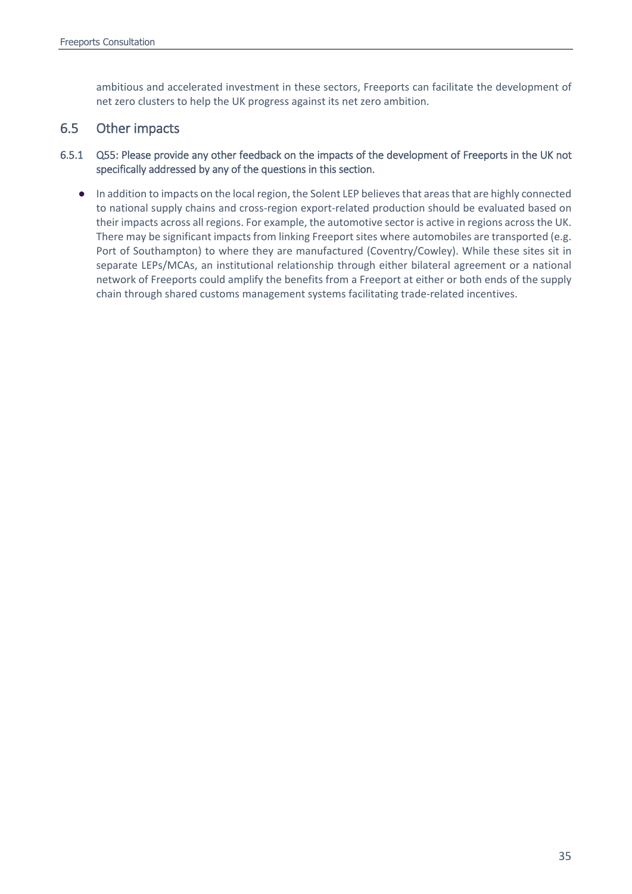ambitious and accelerated investment in these sectors, Freeports can facilitate the development of net zero clusters to help the UK progress against its net zero ambition.

## 6.5 Other impacts

### 6.5.1 Q55: Please provide any other feedback on the impacts of the development of Freeports in the UK not specifically addressed by any of the questions in this section.

- In addition to impacts on the local region, the Solent LEP believes that areas that are highly connected to national supply chains and cross-region export-related production should be evaluated based on their impacts across all regions. For example, the automotive sector is active in regions across the UK. There may be significant impacts from linking Freeport sites where automobiles are transported (e.g. Port of Southampton) to where they are manufactured (Coventry/Cowley). While these sites sit in separate LEPs/MCAs, an institutional relationship through either bilateral agreement or a national network of Freeports could amplify the benefits from a Freeport at either or both ends of the supply chain through shared customs management systems facilitating trade-related incentives.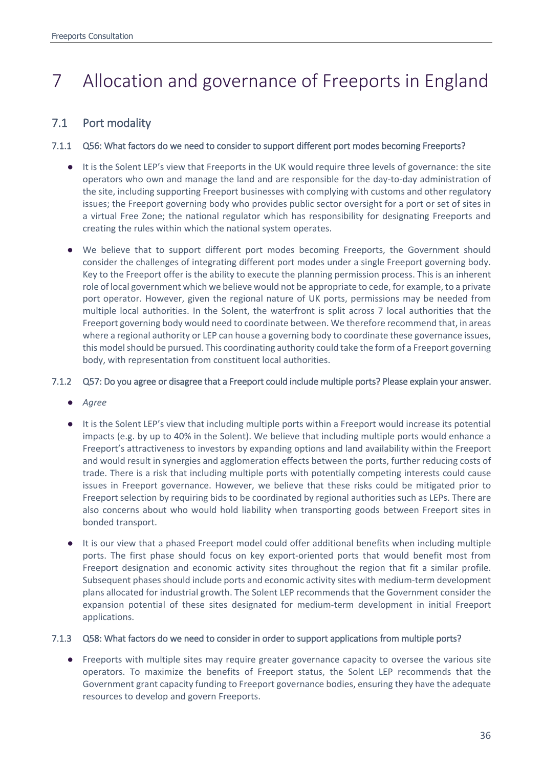# 7 Allocation and governance of Freeports in England

## 7.1 Port modality

### 7.1.1 Q56: What factors do we need to consider to support different port modes becoming Freeports?

- It is the Solent LEP's view that Freeports in the UK would require three levels of governance: the site operators who own and manage the land and are responsible for the day-to-day administration of the site, including supporting Freeport businesses with complying with customs and other regulatory issues; the Freeport governing body who provides public sector oversight for a port or set of sites in a virtual Free Zone; the national regulator which has responsibility for designating Freeports and creating the rules within which the national system operates.
- We believe that to support different port modes becoming Freeports, the Government should consider the challenges of integrating different port modes under a single Freeport governing body. Key to the Freeport offer is the ability to execute the planning permission process. This is an inherent role of local government which we believe would not be appropriate to cede, for example, to a private port operator. However, given the regional nature of UK ports, permissions may be needed from multiple local authorities. In the Solent, the waterfront is split across 7 local authorities that the Freeport governing body would need to coordinate between. We therefore recommend that, in areas where a regional authority or LEP can house a governing body to coordinate these governance issues, this model should be pursued. This coordinating authority could take the form of a Freeport governing body, with representation from constituent local authorities.

### 7.1.2 Q57: Do you agree or disagree that a Freeport could include multiple ports? Please explain your answer.

- *Agree*
- It is the Solent LEP's view that including multiple ports within a Freeport would increase its potential impacts (e.g. by up to 40% in the Solent). We believe that including multiple ports would enhance a Freeport's attractiveness to investors by expanding options and land availability within the Freeport and would result in synergies and agglomeration effects between the ports, further reducing costs of trade. There is a risk that including multiple ports with potentially competing interests could cause issues in Freeport governance. However, we believe that these risks could be mitigated prior to Freeport selection by requiring bids to be coordinated by regional authorities such as LEPs. There are also concerns about who would hold liability when transporting goods between Freeport sites in bonded transport.
- It is our view that a phased Freeport model could offer additional benefits when including multiple ports. The first phase should focus on key export-oriented ports that would benefit most from Freeport designation and economic activity sites throughout the region that fit a similar profile. Subsequent phases should include ports and economic activity sites with medium-term development plans allocated for industrial growth. The Solent LEP recommends that the Government consider the expansion potential of these sites designated for medium-term development in initial Freeport applications.

### 7.1.3 Q58: What factors do we need to consider in order to support applications from multiple ports?

- Freeports with multiple sites may require greater governance capacity to oversee the various site operators. To maximize the benefits of Freeport status, the Solent LEP recommends that the Government grant capacity funding to Freeport governance bodies, ensuring they have the adequate resources to develop and govern Freeports.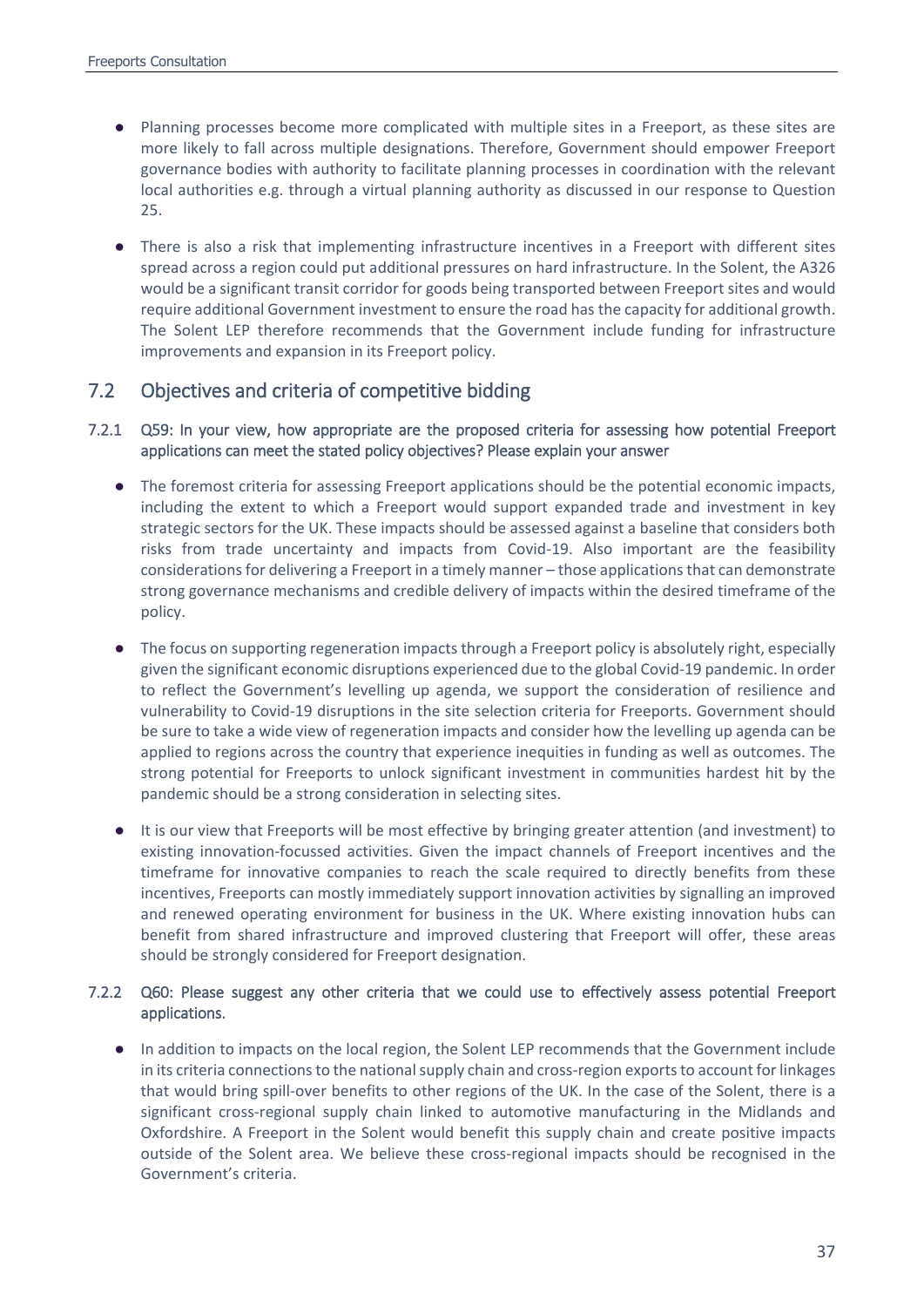- Planning processes become more complicated with multiple sites in a Freeport, as these sites are more likely to fall across multiple designations. Therefore, Government should empower Freeport governance bodies with authority to facilitate planning processes in coordination with the relevant local authorities e.g. through a virtual planning authority as discussed in our response to Question 25.
- There is also a risk that implementing infrastructure incentives in a Freeport with different sites spread across a region could put additional pressures on hard infrastructure. In the Solent, the A326 would be a significant transit corridor for goods being transported between Freeport sites and would require additional Government investment to ensure the road has the capacity for additional growth. The Solent LEP therefore recommends that the Government include funding for infrastructure improvements and expansion in its Freeport policy.

## 7.2 Objectives and criteria of competitive bidding

### 7.2.1 Q59: In your view, how appropriate are the proposed criteria for assessing how potential Freeport applications can meet the stated policy objectives? Please explain your answer

- The foremost criteria for assessing Freeport applications should be the potential economic impacts, including the extent to which a Freeport would support expanded trade and investment in key strategic sectors for the UK. These impacts should be assessed against a baseline that considers both risks from trade uncertainty and impacts from Covid-19. Also important are the feasibility considerations for delivering a Freeport in a timely manner – those applications that can demonstrate strong governance mechanisms and credible delivery of impacts within the desired timeframe of the policy.
- The focus on supporting regeneration impacts through a Freeport policy is absolutely right, especially given the significant economic disruptions experienced due to the global Covid-19 pandemic. In order to reflect the Government's levelling up agenda, we support the consideration of resilience and vulnerability to Covid-19 disruptions in the site selection criteria for Freeports. Government should be sure to take a wide view of regeneration impacts and consider how the levelling up agenda can be applied to regions across the country that experience inequities in funding as well as outcomes. The strong potential for Freeports to unlock significant investment in communities hardest hit by the pandemic should be a strong consideration in selecting sites.
- It is our view that Freeports will be most effective by bringing greater attention (and investment) to existing innovation-focussed activities. Given the impact channels of Freeport incentives and the timeframe for innovative companies to reach the scale required to directly benefits from these incentives, Freeports can mostly immediately support innovation activities by signalling an improved and renewed operating environment for business in the UK. Where existing innovation hubs can benefit from shared infrastructure and improved clustering that Freeport will offer, these areas should be strongly considered for Freeport designation.

### 7.2.2 Q60: Please suggest any other criteria that we could use to effectively assess potential Freeport applications.

- In addition to impacts on the local region, the Solent LEP recommends that the Government include in its criteria connections to the national supply chain and cross-region exports to account for linkages that would bring spill-over benefits to other regions of the UK. In the case of the Solent, there is a significant cross-regional supply chain linked to automotive manufacturing in the Midlands and Oxfordshire. A Freeport in the Solent would benefit this supply chain and create positive impacts outside of the Solent area. We believe these cross-regional impacts should be recognised in the Government's criteria.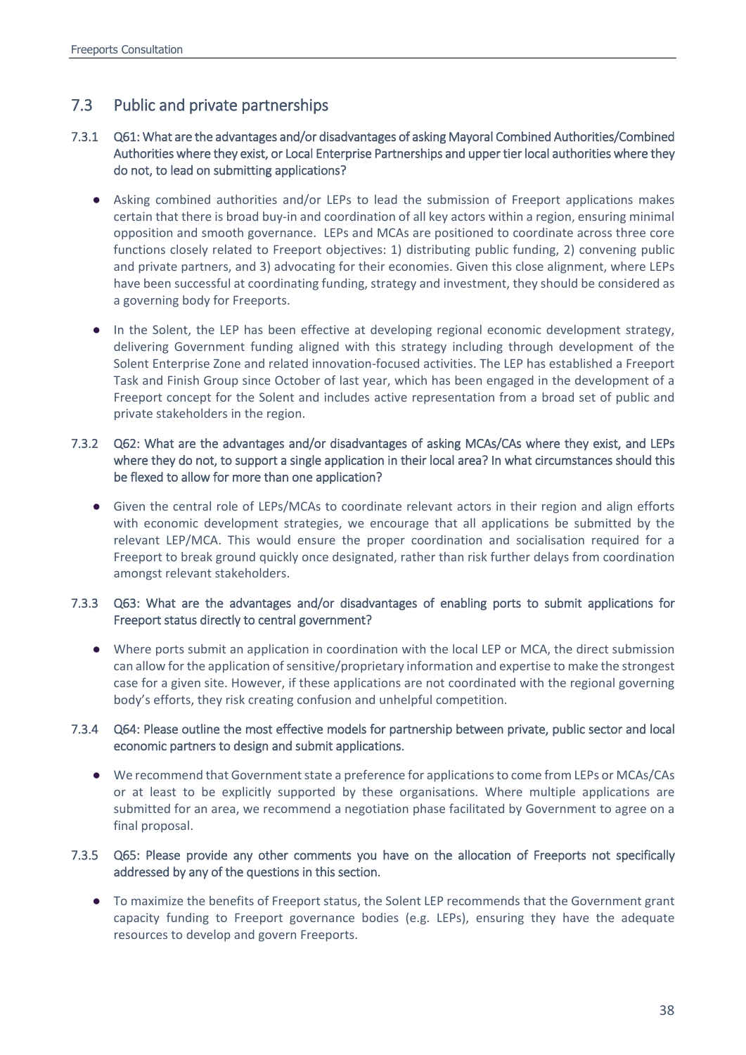## 7.3 Public and private partnerships

7.3.1 Q61: What are the advantages and/or disadvantages of asking Mayoral Combined Authorities/Combined Authorities where they exist, or Local Enterprise Partnerships and upper tier local authorities where they do not, to lead on submitting applications?

- Asking combined authorities and/or LEPs to lead the submission of Freeport applications makes certain that there is broad buy-in and coordination of all key actors within a region, ensuring minimal opposition and smooth governance. LEPs and MCAs are positioned to coordinate across three core functions closely related to Freeport objectives: 1) distributing public funding, 2) convening public and private partners, and 3) advocating for their economies. Given this close alignment, where LEPs have been successful at coordinating funding, strategy and investment, they should be considered as a governing body for Freeports.

- In the Solent, the LEP has been effective at developing regional economic development strategy, delivering Government funding aligned with this strategy including through development of the Solent Enterprise Zone and related innovation-focused activities. The LEP has established a Freeport Task and Finish Group since October of last year, which has been engaged in the development of a Freeport concept for the Solent and includes active representation from a broad set of public and private stakeholders in the region.

7.3.2 Q62: What are the advantages and/or disadvantages of asking MCAs/CAs where they exist, and LEPs where they do not, to support a single application in their local area? In what circumstances should this be flexed to allow for more than one application?

- Given the central role of LEPs/MCAs to coordinate relevant actors in their region and align efforts with economic development strategies, we encourage that all applications be submitted by the relevant LEP/MCA. This would ensure the proper coordination and socialisation required for a Freeport to break ground quickly once designated, rather than risk further delays from coordination amongst relevant stakeholders.

7.3.3 Q63: What are the advantages and/or disadvantages of enabling ports to submit applications for Freeport status directly to central government?

- Where ports submit an application in coordination with the local LEP or MCA, the direct submission can allow for the application of sensitive/proprietary information and expertise to make the strongest case for a given site. However, if these applications are not coordinated with the regional governing body's efforts, they risk creating confusion and unhelpful competition.

7.3.4 Q64: Please outline the most effective models for partnership between private, public sector and local economic partners to design and submit applications.

- We recommend that Government state a preference for applications to come from LEPs or MCAs/CAs or at least to be explicitly supported by these organisations. Where multiple applications are submitted for an area, we recommend a negotiation phase facilitated by Government to agree on a final proposal.

7.3.5 Q65: Please provide any other comments you have on the allocation of Freeports not specifically addressed by any of the questions in this section.

- To maximize the benefits of Freeport status, the Solent LEP recommends that the Government grant capacity funding to Freeport governance bodies (e.g. LEPs), ensuring they have the adequate resources to develop and govern Freeports.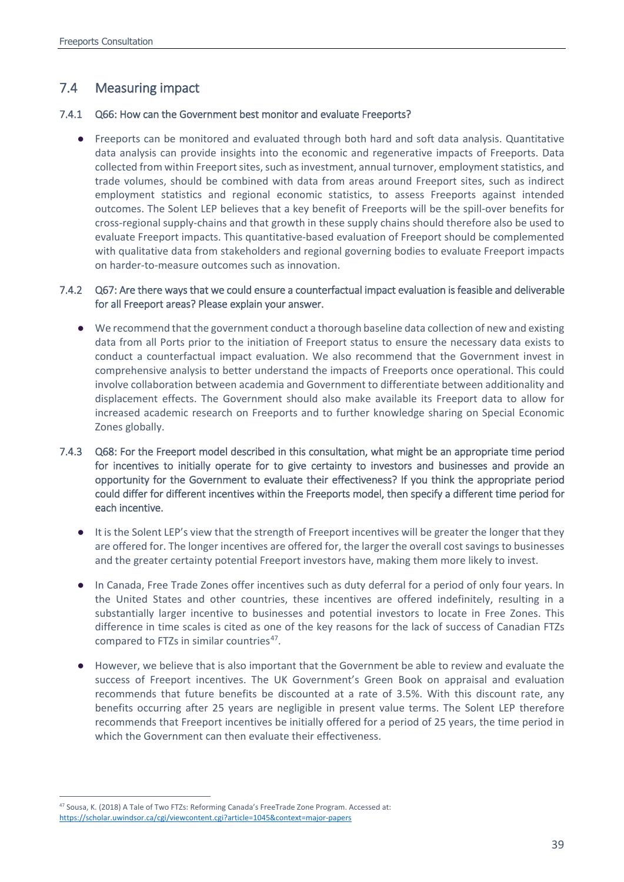## 7.4 Measuring impact

### 7.4.1 Q66: How can the Government best monitor and evaluate Freeports?

- Freeports can be monitored and evaluated through both hard and soft data analysis. Quantitative data analysis can provide insights into the economic and regenerative impacts of Freeports. Data collected from within Freeport sites, such as investment, annual turnover, employment statistics, and trade volumes, should be combined with data from areas around Freeport sites, such as indirect employment statistics and regional economic statistics, to assess Freeports against intended outcomes. The Solent LEP believes that a key benefit of Freeports will be the spill-over benefits for cross-regional supply-chains and that growth in these supply chains should therefore also be used to evaluate Freeport impacts. This quantitative-based evaluation of Freeport should be complemented with qualitative data from stakeholders and regional governing bodies to evaluate Freeport impacts on harder-to-measure outcomes such as innovation.

### 7.4.2 Q67: Are there ways that we could ensure a counterfactual impact evaluation is feasible and deliverable for all Freeport areas? Please explain your answer.

- We recommend that the government conduct a thorough baseline data collection of new and existing data from all Ports prior to the initiation of Freeport status to ensure the necessary data exists to conduct a counterfactual impact evaluation. We also recommend that the Government invest in comprehensive analysis to better understand the impacts of Freeports once operational. This could involve collaboration between academia and Government to differentiate between additionality and displacement effects. The Government should also make available its Freeport data to allow for increased academic research on Freeports and to further knowledge sharing on Special Economic Zones globally.

### 7.4.3 Q68: For the Freeport model described in this consultation, what might be an appropriate time period for incentives to initially operate for to give certainty to investors and businesses and provide an opportunity for the Government to evaluate their effectiveness? If you think the appropriate period could differ for different incentives within the Freeports model, then specify a different time period for each incentive.

- It is the Solent LEP's view that the strength of Freeport incentives will be greater the longer that they are offered for. The longer incentives are offered for, the larger the overall cost savings to businesses and the greater certainty potential Freeport investors have, making them more likely to invest.

- In Canada, Free Trade Zones offer incentives such as duty deferral for a period of only four years. In the United States and other countries, these incentives are offered indefinitely, resulting in a substantially larger incentive to businesses and potential investors to locate in Free Zones. This difference in time scales is cited as one of the key reasons for the lack of success of Canadian FTZs compared to FTZs in similar countries[47].

- However, we believe that is also important that the Government be able to review and evaluate the success of Freeport incentives. The UK Government's Green Book on appraisal and evaluation recommends that future benefits be discounted at a rate of 3.5%. With this discount rate, any benefits occurring after 25 years are negligible in present value terms. The Solent LEP therefore recommends that Freeport incentives be initially offered for a period of 25 years, the time period in which the Government can then evaluate their effectiveness.

[47] Sousa, K. (2018) A Tale of Two FTZs: Reforming Canada's FreeTrade Zone Program. Accessed at: https://scholar.uwindsor.ca/cgi/viewcontent.cgi?article=1045&context=major-papers